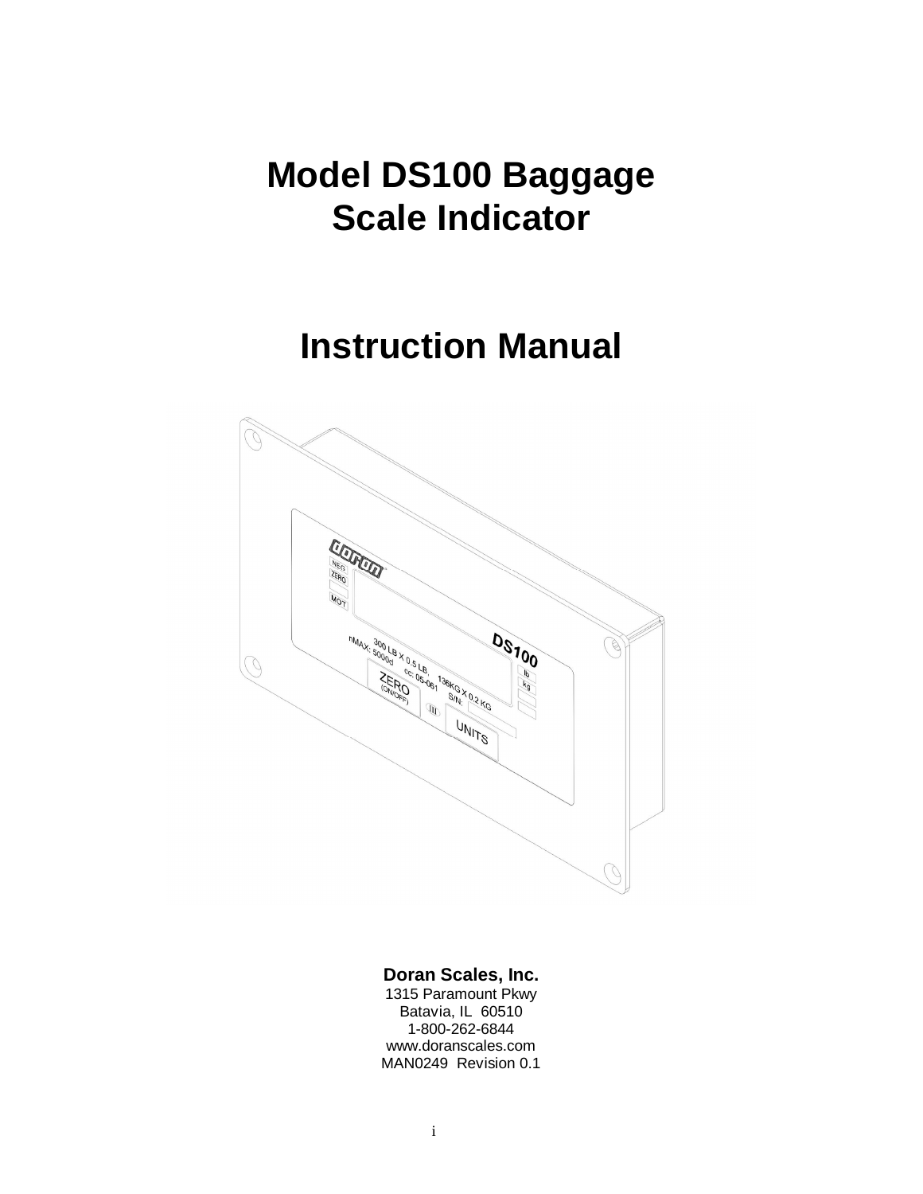# Model DS100 Baggage Scale Indicator

# Instruction Manual

**Doran Scales, Inc.**
1315 Paramount Pkwy
Batavia, IL 60510
1-800-262-6844
www.doranscales.com
MAN0249 Revision 0.1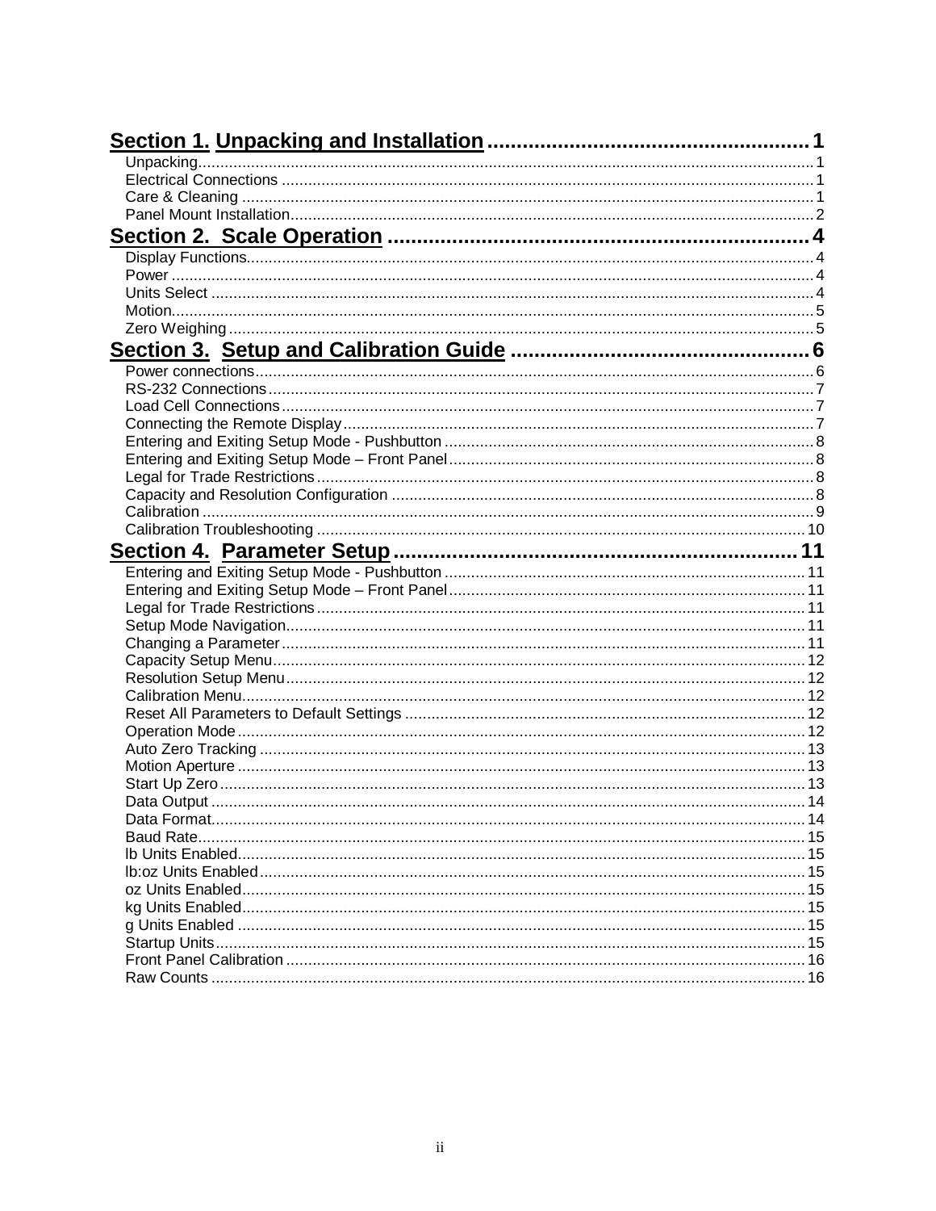**Section 1. Unpacking and Installation** .......................................... 1

- Unpacking ........................................................................ 1
- Electrical Connections ........................................................ 1
- Care & Cleaning ................................................................ 1
- Panel Mount Installation ...................................................... 2

**Section 2. Scale Operation** ........................................................ 4

- Display Functions .............................................................. 4
- Power ............................................................................ 4
- Units Select .................................................................... 4
- Motion ........................................................................... 5
- Zero Weighing .................................................................. 5

**Section 3. Setup and Calibration Guide** ........................................ 6

- Power connections ............................................................. 6
- RS-232 Connections ........................................................... 7
- Load Cell Connections ........................................................ 7
- Connecting the Remote Display ............................................. 7
- Entering and Exiting Setup Mode - Pushbutton ........................... 8
- Entering and Exiting Setup Mode – Front Panel .......................... 8
- Legal for Trade Restrictions ................................................. 8
- Capacity and Resolution Configuration ................................... 8
- Calibration ...................................................................... 9
- Calibration Troubleshooting ................................................. 10

**Section 4. Parameter Setup** ........................................................ 11

- Entering and Exiting Setup Mode - Pushbutton ........................... 11
- Entering and Exiting Setup Mode – Front Panel .......................... 11
- Legal for Trade Restrictions ................................................. 11
- Setup Mode Navigation ........................................................ 11
- Changing a Parameter ......................................................... 11
- Capacity Setup Menu ........................................................... 12
- Resolution Setup Menu ........................................................ 12
- Calibration Menu ............................................................... 12
- Reset All Parameters to Default Settings ................................. 12
- Operation Mode ................................................................ 12
- Auto Zero Tracking ............................................................ 13
- Motion Aperture ................................................................ 13
- Start Up Zero ................................................................... 13
- Data Output ..................................................................... 14
- Data Format ..................................................................... 14
- Baud Rate ........................................................................ 15
- lb Units Enabled ................................................................ 15
- lb:oz Units Enabled ............................................................ 15
- oz Units Enabled ................................................................ 15
- kg Units Enabled ............................................................... 15
- g Units Enabled ................................................................. 15
- Startup Units .................................................................... 15
- Front Panel Calibration ....................................................... 16
- Raw Counts ..................................................................... 16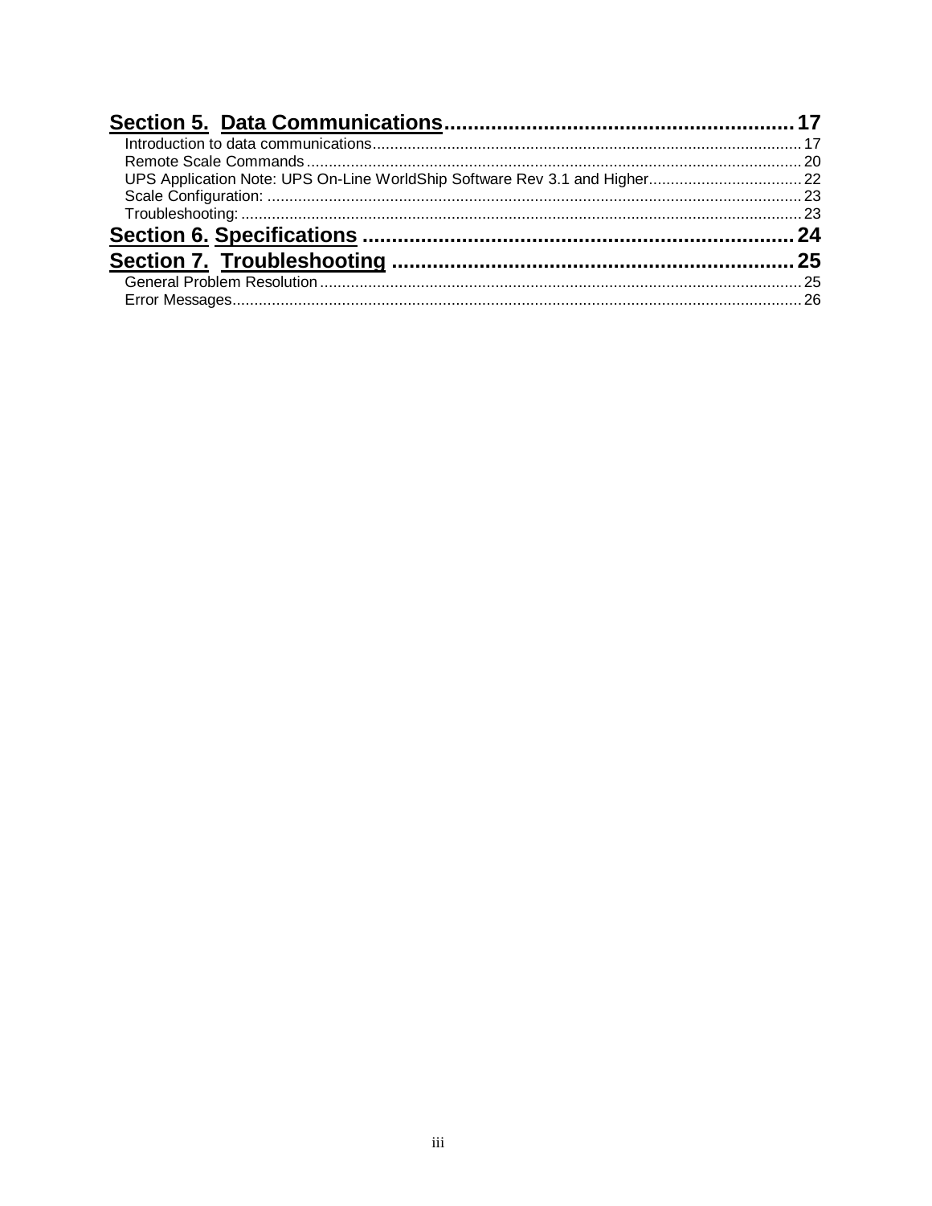**Section 5. Data Communications** ........................................................ 17

Introduction to data communications ........................................................ 17
Remote Scale Commands ........................................................ 20
UPS Application Note: UPS On-Line WorldShip Software Rev 3.1 and Higher ........................................................ 22
Scale Configuration: ........................................................ 23
Troubleshooting: ........................................................ 23

**Section 6. Specifications** ........................................................ 24

**Section 7. Troubleshooting** ........................................................ 25

General Problem Resolution ........................................................ 25
Error Messages ........................................................ 26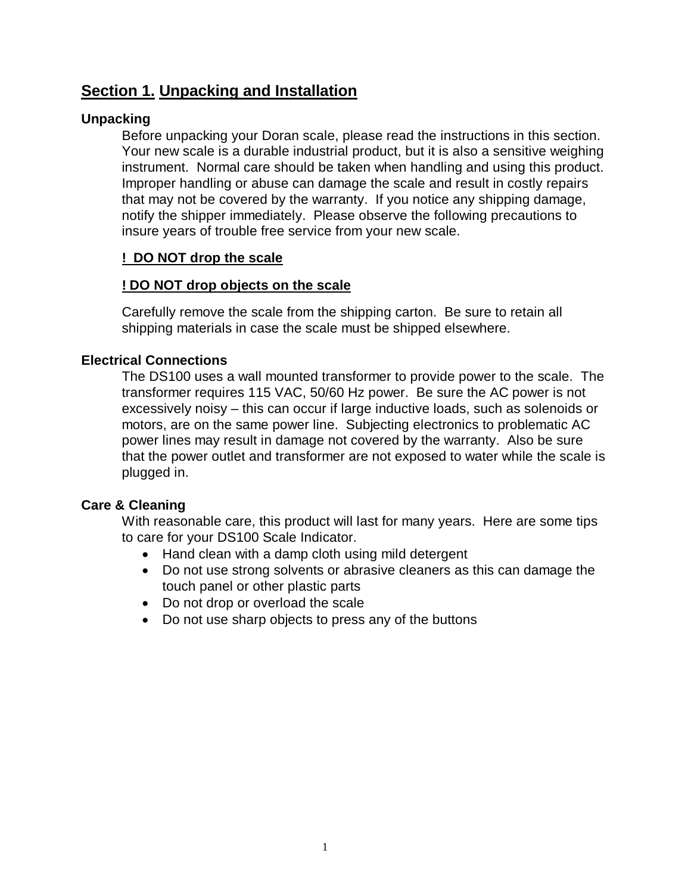## Section 1. Unpacking and Installation

### Unpacking

Before unpacking your Doran scale, please read the instructions in this section. Your new scale is a durable industrial product, but it is also a sensitive weighing instrument. Normal care should be taken when handling and using this product. Improper handling or abuse can damage the scale and result in costly repairs that may not be covered by the warranty. If you notice any shipping damage, notify the shipper immediately. Please observe the following precautions to insure years of trouble free service from your new scale.

**! DO NOT drop the scale**

**! DO NOT drop objects on the scale**

Carefully remove the scale from the shipping carton. Be sure to retain all shipping materials in case the scale must be shipped elsewhere.

### Electrical Connections

The DS100 uses a wall mounted transformer to provide power to the scale. The transformer requires 115 VAC, 50/60 Hz power. Be sure the AC power is not excessively noisy – this can occur if large inductive loads, such as solenoids or motors, are on the same power line. Subjecting electronics to problematic AC power lines may result in damage not covered by the warranty. Also be sure that the power outlet and transformer are not exposed to water while the scale is plugged in.

### Care & Cleaning

With reasonable care, this product will last for many years. Here are some tips to care for your DS100 Scale Indicator.

- Hand clean with a damp cloth using mild detergent
- Do not use strong solvents or abrasive cleaners as this can damage the touch panel or other plastic parts
- Do not drop or overload the scale
- Do not use sharp objects to press any of the buttons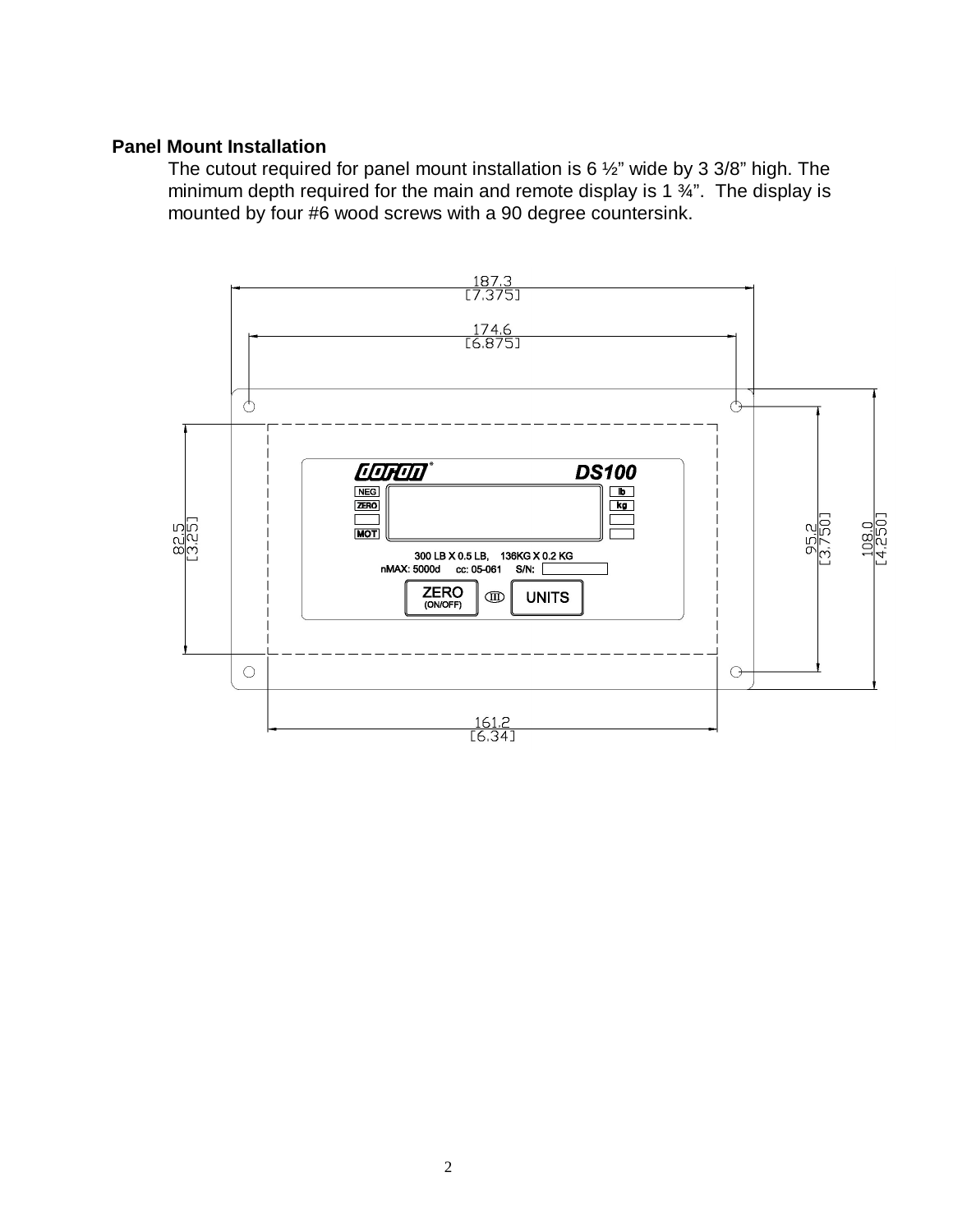## Panel Mount Installation

The cutout required for panel mount installation is 6 ½" wide by 3 3/8" high. The minimum depth required for the main and remote display is 1 ¾". The display is mounted by four #6 wood screws with a 90 degree countersink.

187.3
[7.375]

174.6
[6.875]

82.5
[3.25]

95.2
[3.750]

108.0
[4.250]

161.2
[6.34]

DS100

NEG
ZERO
MOT

lb
kg

300 LB X 0.5 LB, 136KG X 0.2 KG
nMAX: 5000d cc: 05-061 S/N:

ZERO
(ON/OFF)

UNITS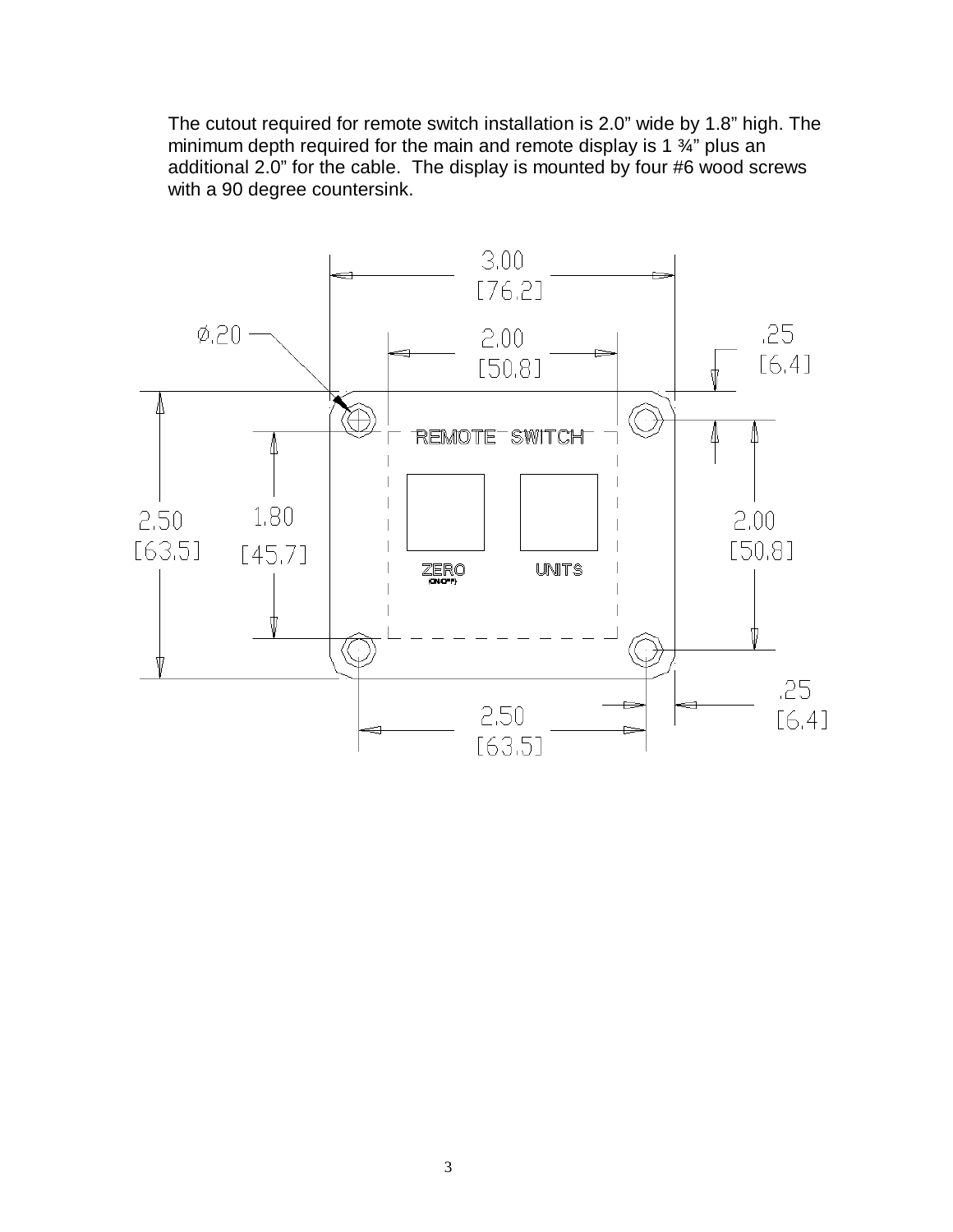The cutout required for remote switch installation is 2.0” wide by 1.8” high. The minimum depth required for the main and remote display is 1 ¾” plus an additional 2.0” for the cable. The display is mounted by four #6 wood screws with a 90 degree countersink.

3.00
[76.2]

Ø.20

2.00
[50.8]

.25
[6.4]

REMOTE SWITCH

2.50
[63.5]

1.80
[45.7]

2.00
[50.8]

ZERO
(ON/OFF)

UNITS

.25
[6.4]

2.50
[63.5]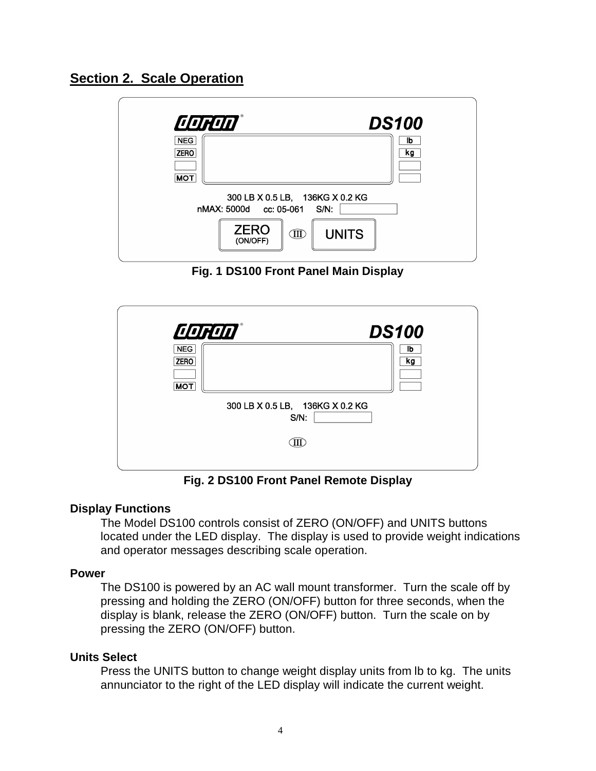## Section 2. Scale Operation

Fig. 1 DS100 Front Panel Main Display

Fig. 2 DS100 Front Panel Remote Display

### Display Functions

The Model DS100 controls consist of ZERO (ON/OFF) and UNITS buttons located under the LED display. The display is used to provide weight indications and operator messages describing scale operation.

### Power

The DS100 is powered by an AC wall mount transformer. Turn the scale off by pressing and holding the ZERO (ON/OFF) button for three seconds, when the display is blank, release the ZERO (ON/OFF) button. Turn the scale on by pressing the ZERO (ON/OFF) button.

### Units Select

Press the UNITS button to change weight display units from lb to kg. The units annunciator to the right of the LED display will indicate the current weight.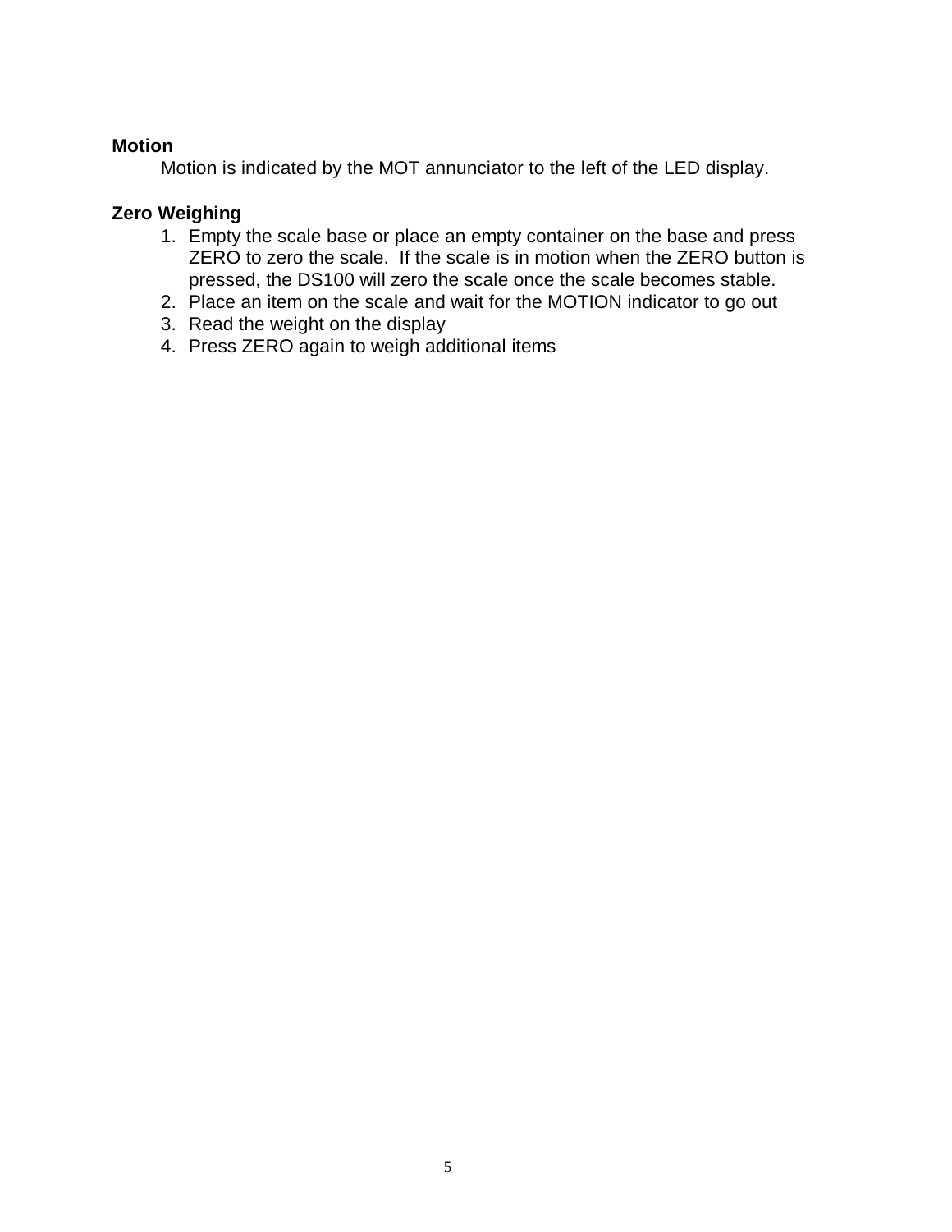**Motion**

Motion is indicated by the MOT annunciator to the left of the LED display.

**Zero Weighing**

1. Empty the scale base or place an empty container on the base and press ZERO to zero the scale. If the scale is in motion when the ZERO button is pressed, the DS100 will zero the scale once the scale becomes stable.
2. Place an item on the scale and wait for the MOTION indicator to go out
3. Read the weight on the display
4. Press ZERO again to weigh additional items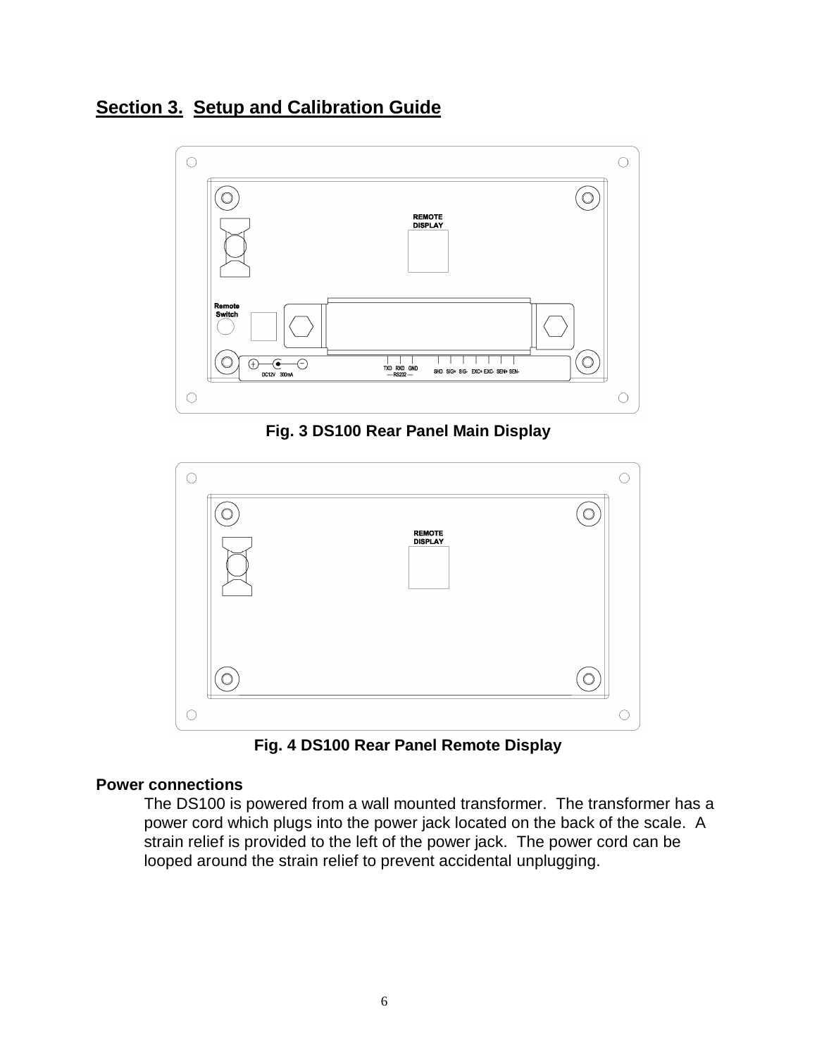## Section 3. Setup and Calibration Guide

Fig. 3 DS100 Rear Panel Main Display

Fig. 4 DS100 Rear Panel Remote Display

**Power connections**

The DS100 is powered from a wall mounted transformer. The transformer has a power cord which plugs into the power jack located on the back of the scale. A strain relief is provided to the left of the power jack. The power cord can be looped around the strain relief to prevent accidental unplugging.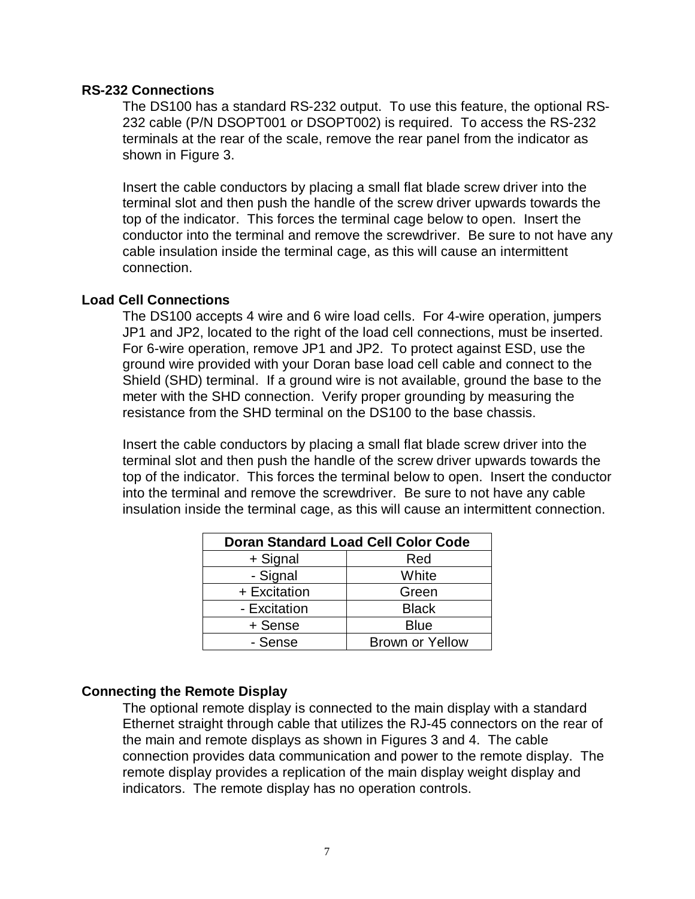## RS-232 Connections

The DS100 has a standard RS-232 output. To use this feature, the optional RS-232 cable (P/N DSOPT001 or DSOPT002) is required. To access the RS-232 terminals at the rear of the scale, remove the rear panel from the indicator as shown in Figure 3.

Insert the cable conductors by placing a small flat blade screw driver into the terminal slot and then push the handle of the screw driver upwards towards the top of the indicator. This forces the terminal cage below to open. Insert the conductor into the terminal and remove the screwdriver. Be sure to not have any cable insulation inside the terminal cage, as this will cause an intermittent connection.

## Load Cell Connections

The DS100 accepts 4 wire and 6 wire load cells. For 4-wire operation, jumpers JP1 and JP2, located to the right of the load cell connections, must be inserted. For 6-wire operation, remove JP1 and JP2. To protect against ESD, use the ground wire provided with your Doran base load cell cable and connect to the Shield (SHD) terminal. If a ground wire is not available, ground the base to the meter with the SHD connection. Verify proper grounding by measuring the resistance from the SHD terminal on the DS100 to the base chassis.

Insert the cable conductors by placing a small flat blade screw driver into the terminal slot and then push the handle of the screw driver upwards towards the top of the indicator. This forces the terminal below to open. Insert the conductor into the terminal and remove the screwdriver. Be sure to not have any cable insulation inside the terminal cage, as this will cause an intermittent connection.

| Doran Standard Load Cell Color Code | |
|---|---|
| + Signal | Red |
| - Signal | White |
| + Excitation | Green |
| - Excitation | Black |
| + Sense | Blue |
| - Sense | Brown or Yellow |

## Connecting the Remote Display

The optional remote display is connected to the main display with a standard Ethernet straight through cable that utilizes the RJ-45 connectors on the rear of the main and remote displays as shown in Figures 3 and 4. The cable connection provides data communication and power to the remote display. The remote display provides a replication of the main display weight display and indicators. The remote display has no operation controls.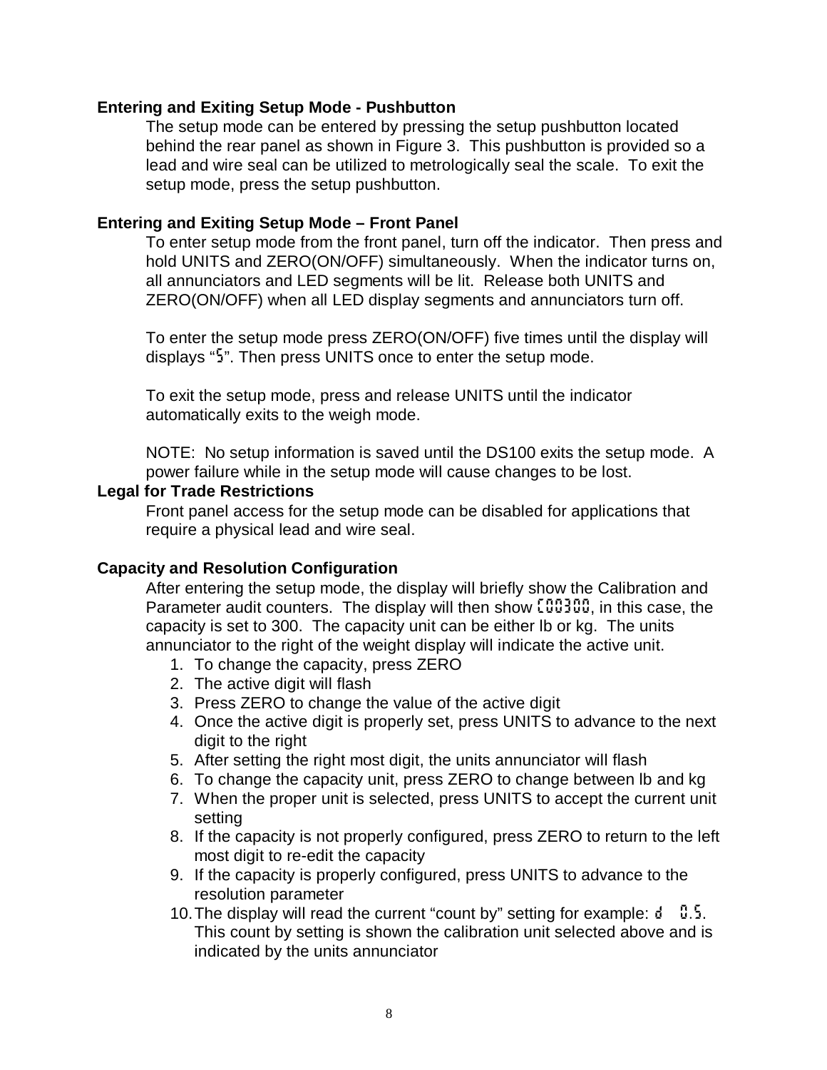### Entering and Exiting Setup Mode - Pushbutton

The setup mode can be entered by pressing the setup pushbutton located behind the rear panel as shown in Figure 3. This pushbutton is provided so a lead and wire seal can be utilized to metrologically seal the scale. To exit the setup mode, press the setup pushbutton.

### Entering and Exiting Setup Mode – Front Panel

To enter setup mode from the front panel, turn off the indicator. Then press and hold UNITS and ZERO(ON/OFF) simultaneously. When the indicator turns on, all annunciators and LED segments will be lit. Release both UNITS and ZERO(ON/OFF) when all LED display segments and annunciators turn off.

To enter the setup mode press ZERO(ON/OFF) five times until the display will displays "5". Then press UNITS once to enter the setup mode.

To exit the setup mode, press and release UNITS until the indicator automatically exits to the weigh mode.

NOTE: No setup information is saved until the DS100 exits the setup mode. A power failure while in the setup mode will cause changes to be lost.

### Legal for Trade Restrictions

Front panel access for the setup mode can be disabled for applications that require a physical lead and wire seal.

### Capacity and Resolution Configuration

After entering the setup mode, the display will briefly show the Calibration and Parameter audit counters. The display will then show C00300, in this case, the capacity is set to 300. The capacity unit can be either lb or kg. The units annunciator to the right of the weight display will indicate the active unit.

1. To change the capacity, press ZERO
2. The active digit will flash
3. Press ZERO to change the value of the active digit
4. Once the active digit is properly set, press UNITS to advance to the next digit to the right
5. After setting the right most digit, the units annunciator will flash
6. To change the capacity unit, press ZERO to change between lb and kg
7. When the proper unit is selected, press UNITS to accept the current unit setting
8. If the capacity is not properly configured, press ZERO to return to the left most digit to re-edit the capacity
9. If the capacity is properly configured, press UNITS to advance to the resolution parameter
10. The display will read the current "count by" setting for example: d 0.5. This count by setting is shown the calibration unit selected above and is indicated by the units annunciator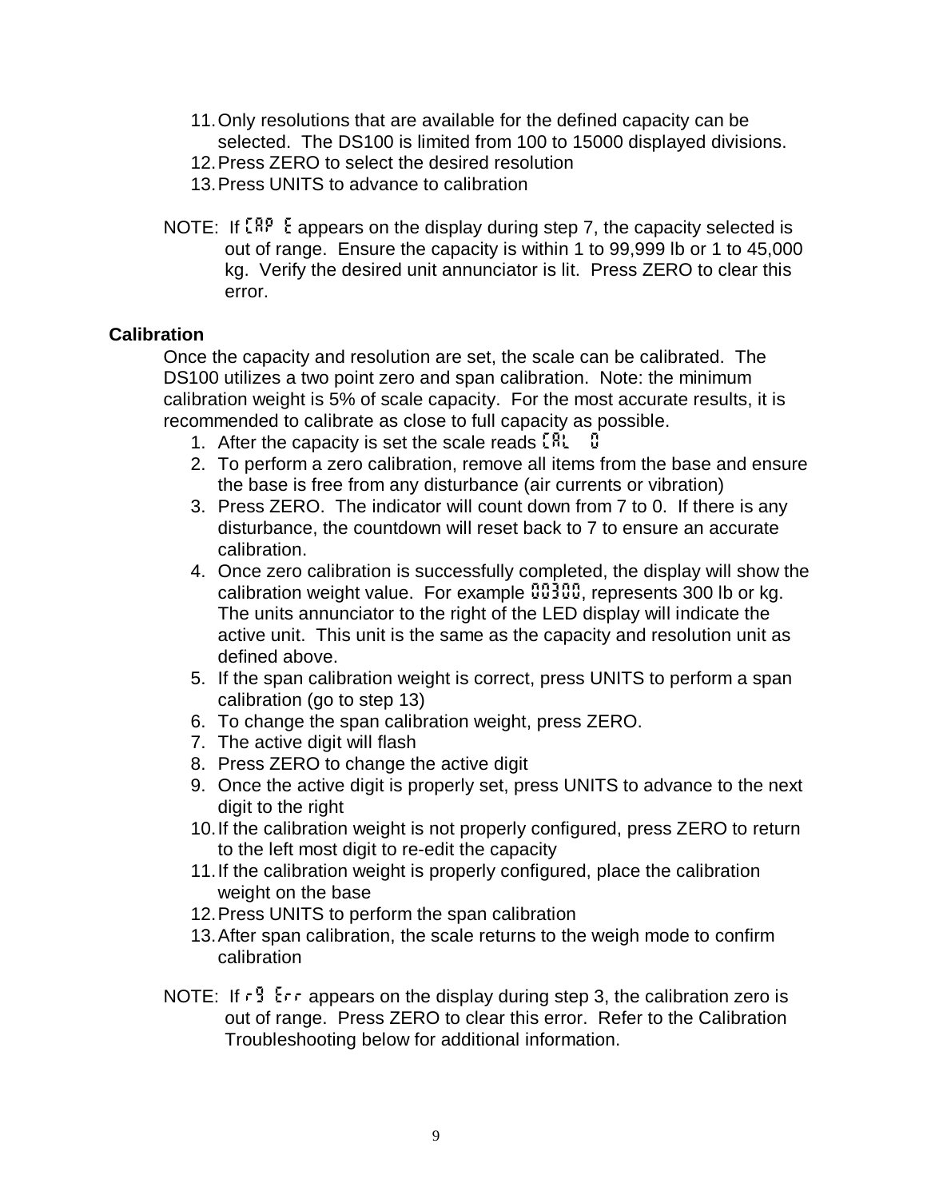11. Only resolutions that are available for the defined capacity can be selected. The DS100 is limited from 100 to 15000 displayed divisions.
12. Press ZERO to select the desired resolution
13. Press UNITS to advance to calibration

NOTE: If CAP E appears on the display during step 7, the capacity selected is out of range. Ensure the capacity is within 1 to 99,999 lb or 1 to 45,000 kg. Verify the desired unit annunciator is lit. Press ZERO to clear this error.

**Calibration**

Once the capacity and resolution are set, the scale can be calibrated. The DS100 utilizes a two point zero and span calibration. Note: the minimum calibration weight is 5% of scale capacity. For the most accurate results, it is recommended to calibrate as close to full capacity as possible.

1. After the capacity is set the scale reads CAL 0
2. To perform a zero calibration, remove all items from the base and ensure the base is free from any disturbance (air currents or vibration)
3. Press ZERO. The indicator will count down from 7 to 0. If there is any disturbance, the countdown will reset back to 7 to ensure an accurate calibration.
4. Once zero calibration is successfully completed, the display will show the calibration weight value. For example 00300, represents 300 lb or kg. The units annunciator to the right of the LED display will indicate the active unit. This unit is the same as the capacity and resolution unit as defined above.
5. If the span calibration weight is correct, press UNITS to perform a span calibration (go to step 13)
6. To change the span calibration weight, press ZERO.
7. The active digit will flash
8. Press ZERO to change the active digit
9. Once the active digit is properly set, press UNITS to advance to the next digit to the right
10. If the calibration weight is not properly configured, press ZERO to return to the left most digit to re-edit the capacity
11. If the calibration weight is properly configured, place the calibration weight on the base
12. Press UNITS to perform the span calibration
13. After span calibration, the scale returns to the weigh mode to confirm calibration

NOTE: If r9 Err appears on the display during step 3, the calibration zero is out of range. Press ZERO to clear this error. Refer to the Calibration Troubleshooting below for additional information.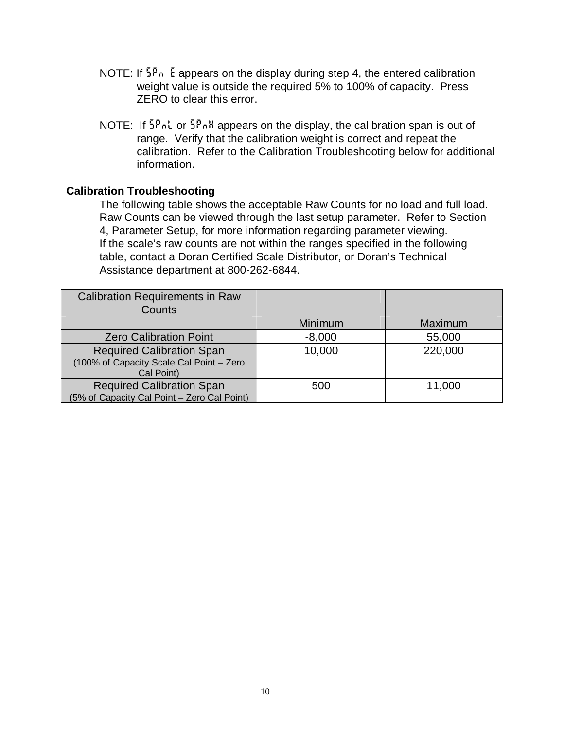NOTE: If SPn E appears on the display during step 4, the entered calibration weight value is outside the required 5% to 100% of capacity. Press ZERO to clear this error.

NOTE: If SPnL or SPnH appears on the display, the calibration span is out of range. Verify that the calibration weight is correct and repeat the calibration. Refer to the Calibration Troubleshooting below for additional information.

**Calibration Troubleshooting**

The following table shows the acceptable Raw Counts for no load and full load. Raw Counts can be viewed through the last setup parameter. Refer to Section 4, Parameter Setup, for more information regarding parameter viewing. If the scale's raw counts are not within the ranges specified in the following table, contact a Doran Certified Scale Distributor, or Doran's Technical Assistance department at 800-262-6844.

| Calibration Requirements in Raw Counts | | |
|---|---|---|
| | Minimum | Maximum |
| Zero Calibration Point | -8,000 | 55,000 |
| Required Calibration Span (100% of Capacity Scale Cal Point – Zero Cal Point) | 10,000 | 220,000 |
| Required Calibration Span (5% of Capacity Cal Point – Zero Cal Point) | 500 | 11,000 |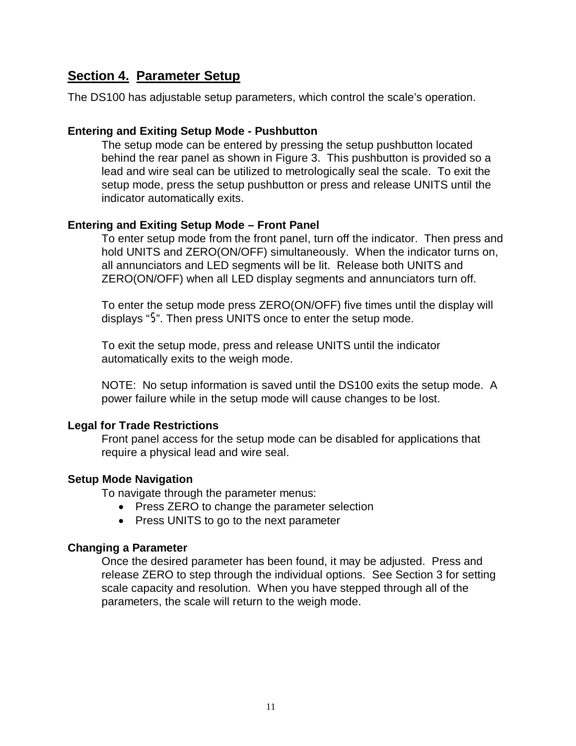## Section 4.  Parameter Setup

The DS100 has adjustable setup parameters, which control the scale's operation.

### Entering and Exiting Setup Mode - Pushbutton

The setup mode can be entered by pressing the setup pushbutton located behind the rear panel as shown in Figure 3.  This pushbutton is provided so a lead and wire seal can be utilized to metrologically seal the scale.  To exit the setup mode, press the setup pushbutton or press and release UNITS until the indicator automatically exits.

### Entering and Exiting Setup Mode – Front Panel

To enter setup mode from the front panel, turn off the indicator.  Then press and hold UNITS and ZERO(ON/OFF) simultaneously.  When the indicator turns on, all annunciators and LED segments will be lit.  Release both UNITS and ZERO(ON/OFF) when all LED display segments and annunciators turn off.

To enter the setup mode press ZERO(ON/OFF) five times until the display will displays "5". Then press UNITS once to enter the setup mode.

To exit the setup mode, press and release UNITS until the indicator automatically exits to the weigh mode.

NOTE:  No setup information is saved until the DS100 exits the setup mode.  A power failure while in the setup mode will cause changes to be lost.

### Legal for Trade Restrictions

Front panel access for the setup mode can be disabled for applications that require a physical lead and wire seal.

### Setup Mode Navigation

To navigate through the parameter menus:

- Press ZERO to change the parameter selection
- Press UNITS to go to the next parameter

### Changing a Parameter

Once the desired parameter has been found, it may be adjusted.  Press and release ZERO to step through the individual options.  See Section 3 for setting scale capacity and resolution.  When you have stepped through all of the parameters, the scale will return to the weigh mode.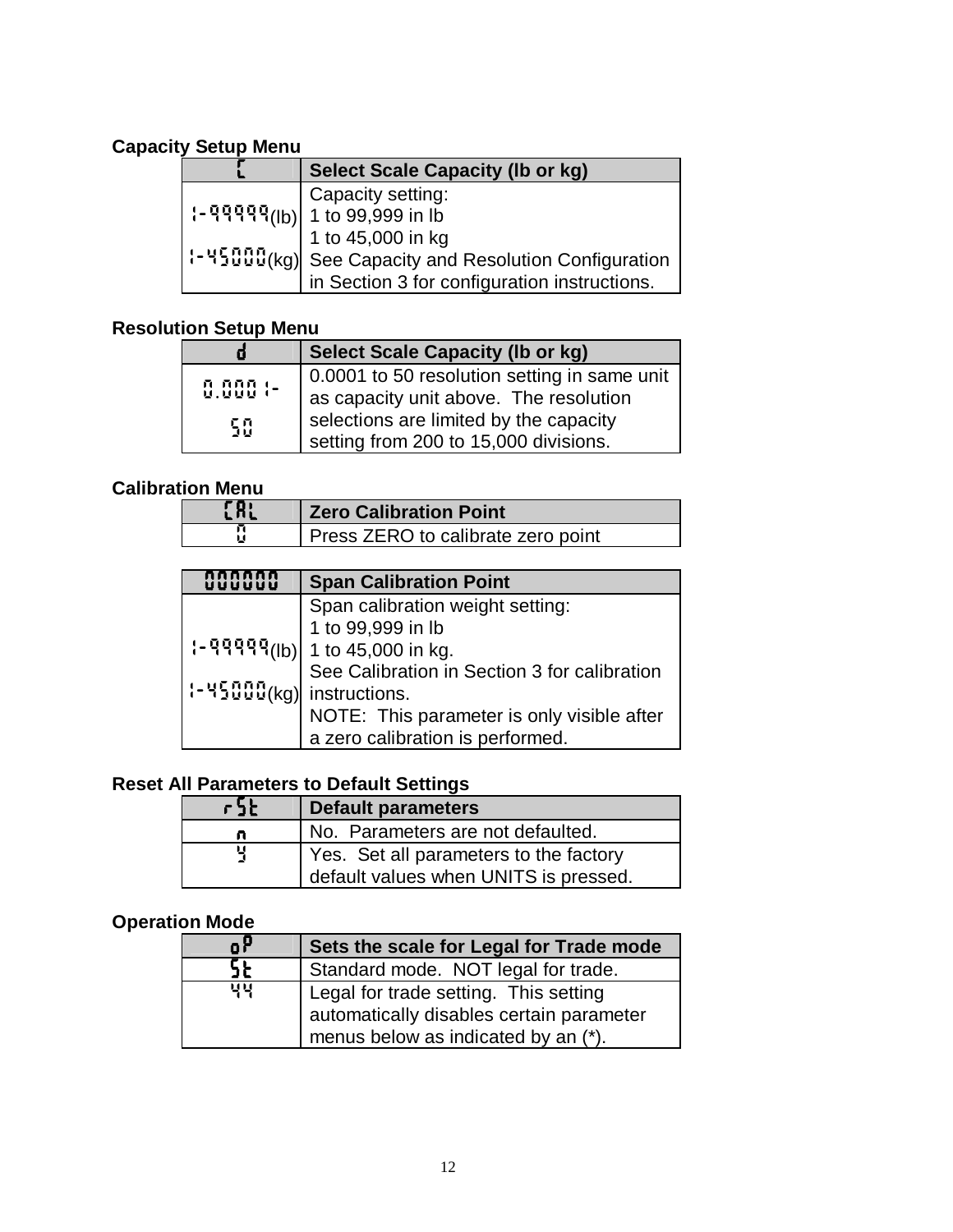**Capacity Setup Menu**

| C | Select Scale Capacity (lb or kg) |
|---|---|
| 1-99999(lb)<br>1-45000(kg) | Capacity setting:<br>1 to 99,999 in lb<br>1 to 45,000 in kg<br>See Capacity and Resolution Configuration in Section 3 for configuration instructions. |

**Resolution Setup Menu**

| d | Select Scale Capacity (lb or kg) |
|---|---|
| 0.0001-<br>50 | 0.0001 to 50 resolution setting in same unit as capacity unit above. The resolution selections are limited by the capacity setting from 200 to 15,000 divisions. |

**Calibration Menu**

| CAL | Zero Calibration Point |
|---|---|
| 0 | Press ZERO to calibrate zero point |

| 000000 | Span Calibration Point |
|---|---|
| 1-99999(lb)<br>1-45000(kg) | Span calibration weight setting:<br>1 to 99,999 in lb<br>1 to 45,000 in kg.<br>See Calibration in Section 3 for calibration instructions.<br>NOTE: This parameter is only visible after a zero calibration is performed. |

**Reset All Parameters to Default Settings**

| rSt | Default parameters |
|---|---|
| n | No. Parameters are not defaulted. |
| Y | Yes. Set all parameters to the factory default values when UNITS is pressed. |

**Operation Mode**

| oP | Sets the scale for Legal for Trade mode |
|---|---|
| St | Standard mode. NOT legal for trade. |
| 44 | Legal for trade setting. This setting automatically disables certain parameter menus below as indicated by an (*). |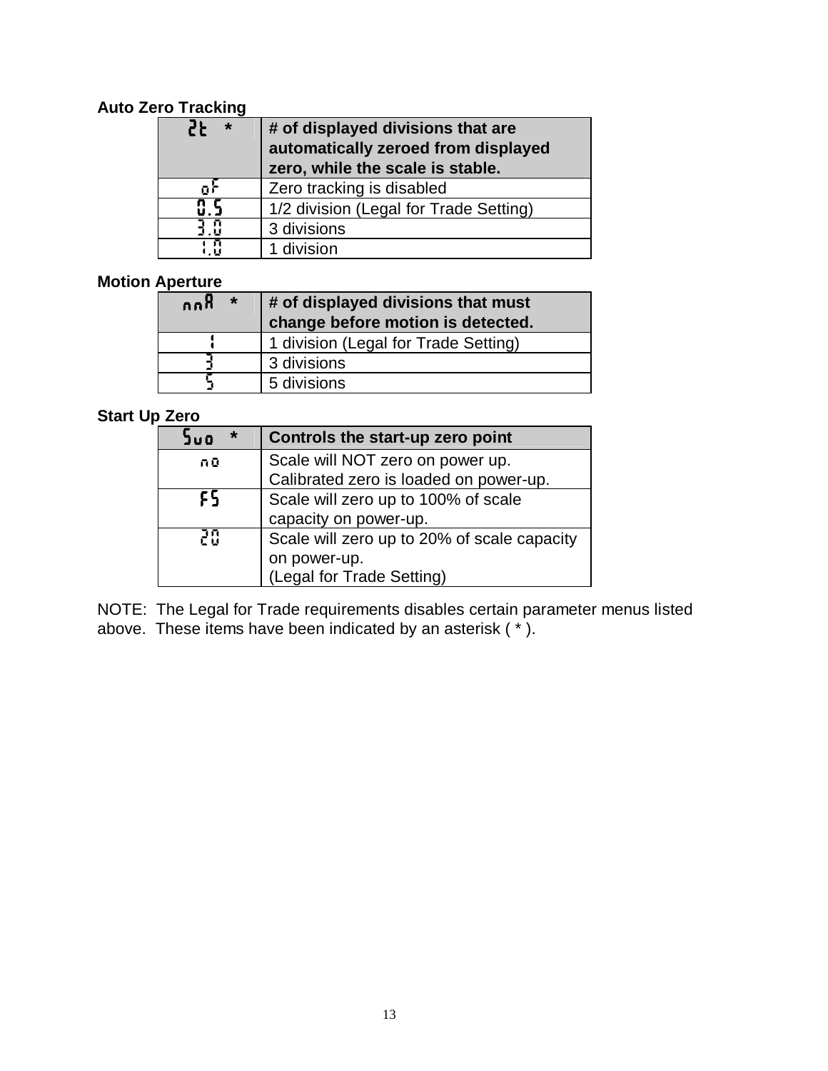**Auto Zero Tracking**

| ZT * | # of displayed divisions that are automatically zeroed from displayed zero, while the scale is stable. |
|---|---|
| oF | Zero tracking is disabled |
| 0.5 | 1/2 division (Legal for Trade Setting) |
| 3.0 | 3 divisions |
| 1.0 | 1 division |

**Motion Aperture**

| nnA * | # of displayed divisions that must change before motion is detected. |
|---|---|
| 1 | 1 division (Legal for Trade Setting) |
| 3 | 3 divisions |
| 5 | 5 divisions |

**Start Up Zero**

| Suo * | Controls the start-up zero point |
|---|---|
| no | Scale will NOT zero on power up. Calibrated zero is loaded on power-up. |
| FS | Scale will zero up to 100% of scale capacity on power-up. |
| 20 | Scale will zero up to 20% of scale capacity on power-up. (Legal for Trade Setting) |

NOTE: The Legal for Trade requirements disables certain parameter menus listed above. These items have been indicated by an asterisk ( * ).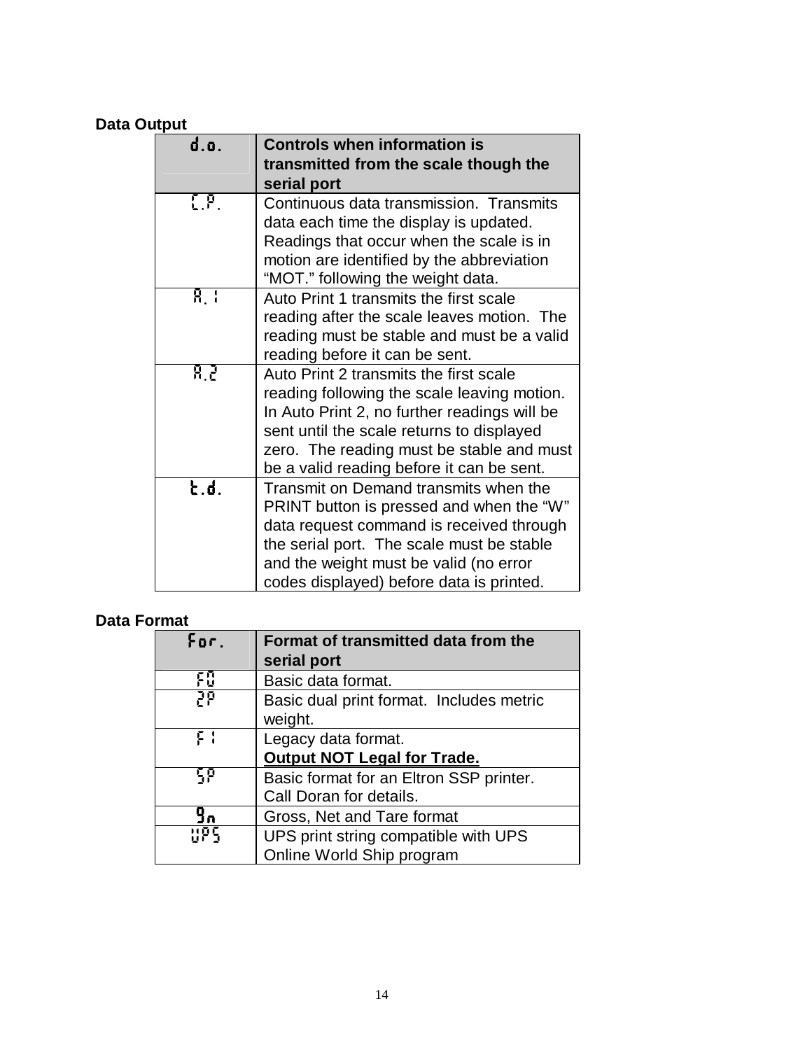**Data Output**

| d.o. | Controls when information is transmitted from the scale though the serial port |
|---|---|
| C.P. | Continuous data transmission. Transmits data each time the display is updated. Readings that occur when the scale is in motion are identified by the abbreviation "MOT." following the weight data. |
| A.1 | Auto Print 1 transmits the first scale reading after the scale leaves motion. The reading must be stable and must be a valid reading before it can be sent. |
| A.2 | Auto Print 2 transmits the first scale reading following the scale leaving motion. In Auto Print 2, no further readings will be sent until the scale returns to displayed zero. The reading must be stable and must be a valid reading before it can be sent. |
| t.d. | Transmit on Demand transmits when the PRINT button is pressed and when the "W" data request command is received through the serial port. The scale must be stable and the weight must be valid (no error codes displayed) before data is printed. |

**Data Format**

| For. | Format of transmitted data from the serial port |
|---|---|
| F0 | Basic data format. |
| 2P | Basic dual print format. Includes metric weight. |
| F1 | Legacy data format.<br>**Output NOT Legal for Trade.** |
| SP | Basic format for an Eltron SSP printer. Call Doran for details. |
| Gn | Gross, Net and Tare format |
| UPS | UPS print string compatible with UPS Online World Ship program |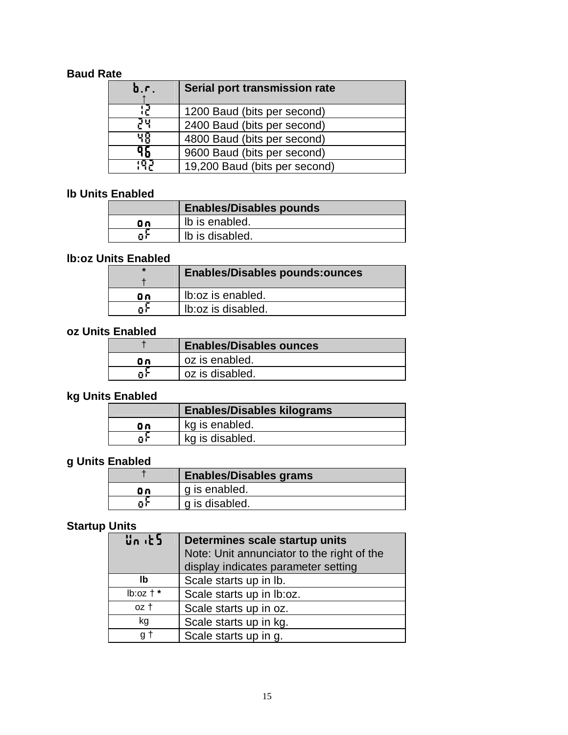**Baud Rate**

| b.r. ↑ | Serial port transmission rate |
|---|---|
| 12 | 1200 Baud (bits per second) |
| 24 | 2400 Baud (bits per second) |
| 48 | 4800 Baud (bits per second) |
| 96 | 9600 Baud (bits per second) |
| 192 | 19,200 Baud (bits per second) |

**lb Units Enabled**

| | Enables/Disables pounds |
|---|---|
| on | lb is enabled. |
| oF | lb is disabled. |

**lb:oz Units Enabled**

| * † | Enables/Disables pounds:ounces |
|---|---|
| on | lb:oz is enabled. |
| oF | lb:oz is disabled. |

**oz Units Enabled**

| † | Enables/Disables ounces |
|---|---|
| on | oz is enabled. |
| oF | oz is disabled. |

**kg Units Enabled**

| | Enables/Disables kilograms |
|---|---|
| on | kg is enabled. |
| oF | kg is disabled. |

**g Units Enabled**

| † | Enables/Disables grams |
|---|---|
| on | g is enabled. |
| oF | g is disabled. |

**Startup Units**

| Units | **Determines scale startup units** Note: Unit annunciator to the right of the display indicates parameter setting |
|---|---|
| lb | Scale starts up in lb. |
| lb:oz † * | Scale starts up in lb:oz. |
| oz † | Scale starts up in oz. |
| kg | Scale starts up in kg. |
| g † | Scale starts up in g. |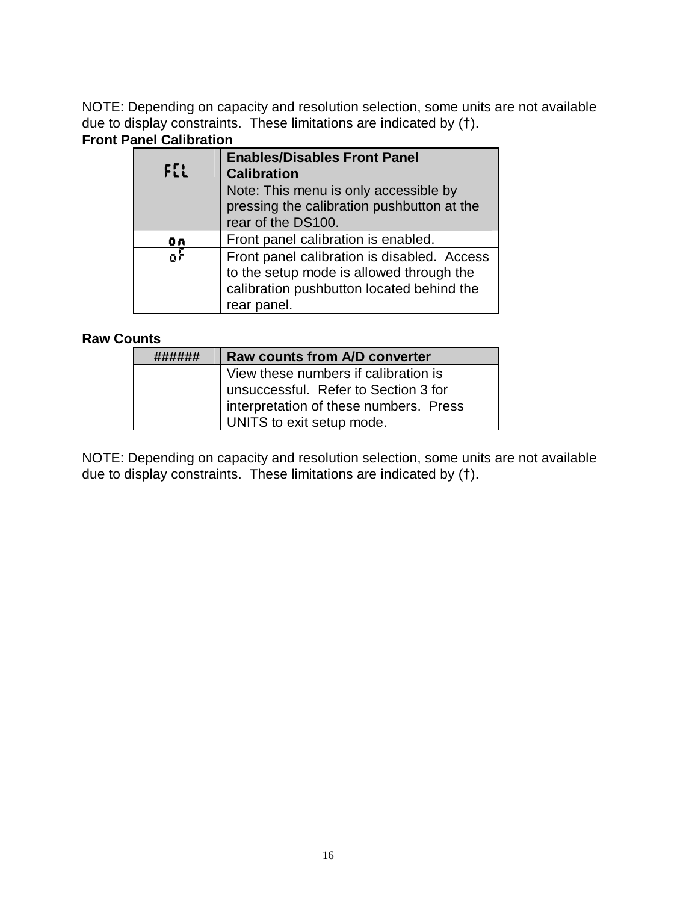NOTE: Depending on capacity and resolution selection, some units are not available due to display constraints. These limitations are indicated by (†).

**Front Panel Calibration**

| FCL | **Enables/Disables Front Panel Calibration** Note: This menu is only accessible by pressing the calibration pushbutton at the rear of the DS100. |
|---|---|
| on | Front panel calibration is enabled. |
| oF | Front panel calibration is disabled. Access to the setup mode is allowed through the calibration pushbutton located behind the rear panel. |

**Raw Counts**

| ###### | **Raw counts from A/D converter** |
|---|---|
| | View these numbers if calibration is unsuccessful. Refer to Section 3 for interpretation of these numbers. Press UNITS to exit setup mode. |

NOTE: Depending on capacity and resolution selection, some units are not available due to display constraints. These limitations are indicated by (†).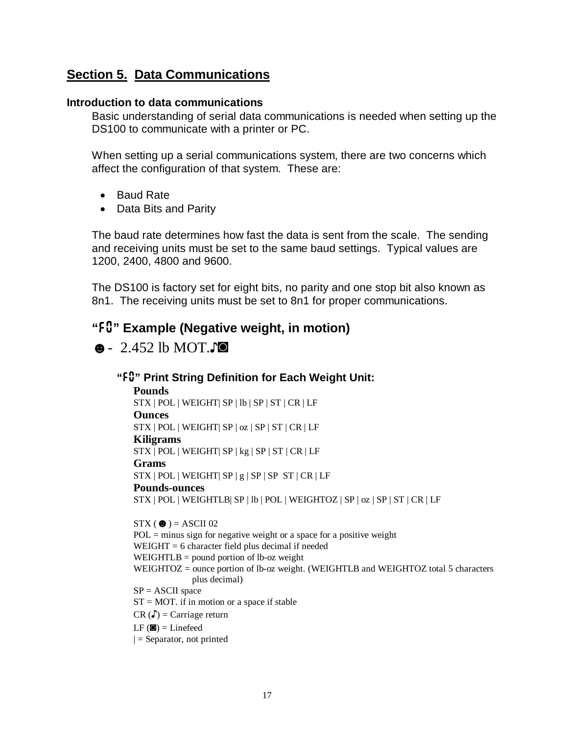## Section 5. Data Communications

**Introduction to data communications**

Basic understanding of serial data communications is needed when setting up the DS100 to communicate with a printer or PC.

When setting up a serial communications system, there are two concerns which affect the configuration of that system. These are:

- Baud Rate
- Data Bits and Parity

The baud rate determines how fast the data is sent from the scale. The sending and receiving units must be set to the same baud settings. Typical values are 1200, 2400, 4800 and 9600.

The DS100 is factory set for eight bits, no parity and one stop bit also known as 8n1. The receiving units must be set to 8n1 for proper communications.

### "F0" Example (Negative weight, in motion)

☻- 2.452 lb MOT.♪◙

#### "F0" Print String Definition for Each Weight Unit:

**Pounds**
STX | POL | WEIGHT| SP | lb | SP | ST | CR | LF

**Ounces**
STX | POL | WEIGHT| SP | oz | SP | ST | CR | LF

**Kiligrams**
STX | POL | WEIGHT| SP | kg | SP | ST | CR | LF

**Grams**
STX | POL | WEIGHT| SP | g | SP | SP ST | CR | LF

**Pounds-ounces**
STX | POL | WEIGHTLB| SP | lb | POL | WEIGHTOZ | SP | oz | SP | ST | CR | LF

STX ( ☻ ) = ASCII 02
POL = minus sign for negative weight or a space for a positive weight
WEIGHT = 6 character field plus decimal if needed
WEIGHTLB = pound portion of lb-oz weight
WEIGHTOZ = ounce portion of lb-oz weight. (WEIGHTLB and WEIGHTOZ total 5 characters plus decimal)
SP = ASCII space
ST = MOT. if in motion or a space if stable
CR (♪) = Carriage return
LF (◙) = Linefeed
| = Separator, not printed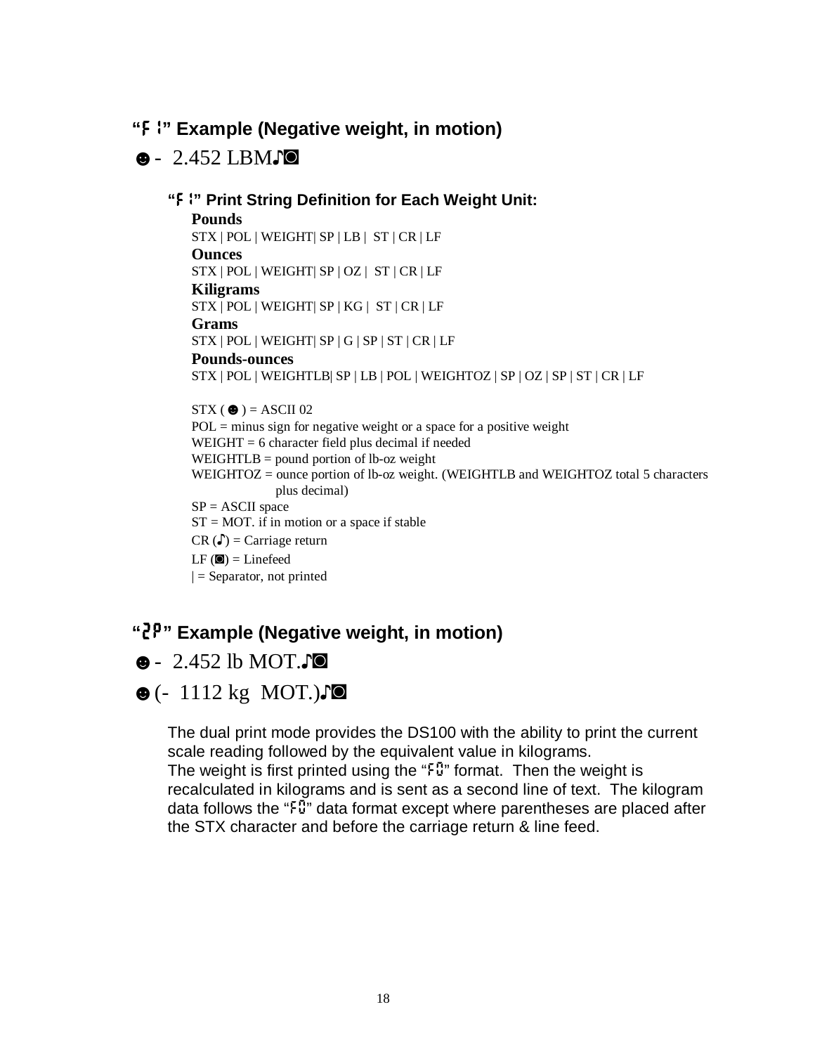### "F1" Example (Negative weight, in motion)

☻- 2.452 LBM♪◙

#### "F1" Print String Definition for Each Weight Unit:

**Pounds**

STX | POL | WEIGHT| SP | LB | ST | CR | LF

**Ounces**

STX | POL | WEIGHT| SP | OZ | ST | CR | LF

**Kiligrams**

STX | POL | WEIGHT| SP | KG | ST | CR | LF

**Grams**

STX | POL | WEIGHT| SP | G | SP | ST | CR | LF

**Pounds-ounces**

STX | POL | WEIGHTLB| SP | LB | POL | WEIGHTOZ | SP | OZ | SP | ST | CR | LF

STX ( ☻ ) = ASCII 02
POL = minus sign for negative weight or a space for a positive weight
WEIGHT = 6 character field plus decimal if needed
WEIGHTLB = pound portion of lb-oz weight
WEIGHTOZ = ounce portion of lb-oz weight. (WEIGHTLB and WEIGHTOZ total 5 characters plus decimal)
SP = ASCII space
ST = MOT. if in motion or a space if stable
CR (♪) = Carriage return
LF (◙) = Linefeed
| = Separator, not printed

### "2P" Example (Negative weight, in motion)

☻- 2.452 lb MOT.♪◙

☻(- 1112 kg MOT.)♪◙

The dual print mode provides the DS100 with the ability to print the current scale reading followed by the equivalent value in kilograms.
The weight is first printed using the "F0" format. Then the weight is recalculated in kilograms and is sent as a second line of text. The kilogram data follows the "F0" data format except where parentheses are placed after the STX character and before the carriage return & line feed.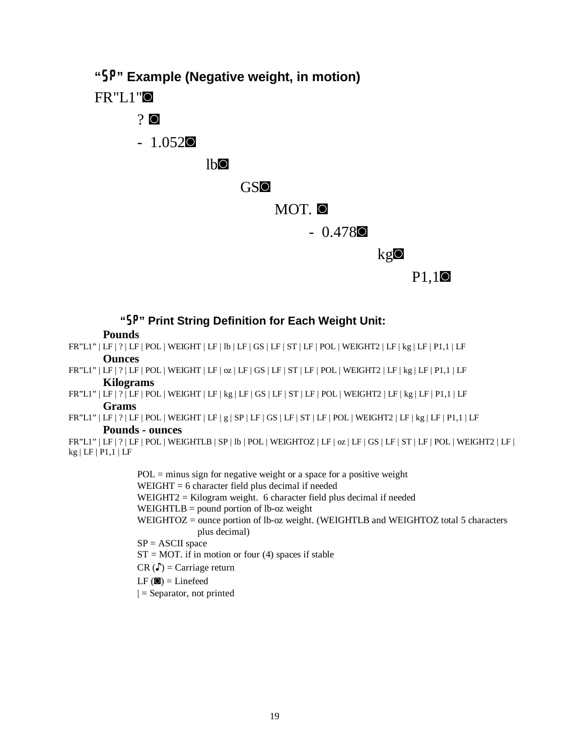### "SP" Example (Negative weight, in motion)

```
FR"L1"◙
    ? ◙
    -  1.052◙
            lb◙
                GS◙
                    MOT. ◙
                        -  0.478◙
                                kg◙
                                    P1,1◙
```

### "SP" Print String Definition for Each Weight Unit:

**Pounds**

FR"L1" | LF | ? | LF | POL | WEIGHT | LF | lb | LF | GS | LF | ST | LF | POL | WEIGHT2 | LF | kg | LF | P1,1 | LF

**Ounces**

FR"L1" | LF | ? | LF | POL | WEIGHT | LF | oz | LF | GS | LF | ST | LF | POL | WEIGHT2 | LF | kg | LF | P1,1 | LF

**Kilograms**

FR"L1" | LF | ? | LF | POL | WEIGHT | LF | kg | LF | GS | LF | ST | LF | POL | WEIGHT2 | LF | kg | LF | P1,1 | LF

**Grams**

FR"L1" | LF | ? | LF | POL | WEIGHT | LF | g | SP | LF | GS | LF | ST | LF | POL | WEIGHT2 | LF | kg | LF | P1,1 | LF

**Pounds - ounces**

FR"L1" | LF | ? | LF | POL | WEIGHTLB | SP | lb | POL | WEIGHTOZ | LF | oz | LF | GS | LF | ST | LF | POL | WEIGHT2 | LF | kg | LF | P1,1 | LF

POL = minus sign for negative weight or a space for a positive weight
WEIGHT = 6 character field plus decimal if needed
WEIGHT2 = Kilogram weight. 6 character field plus decimal if needed
WEIGHTLB = pound portion of lb-oz weight
WEIGHTOZ = ounce portion of lb-oz weight. (WEIGHTLB and WEIGHTOZ total 5 characters plus decimal)
SP = ASCII space
ST = MOT. if in motion or four (4) spaces if stable
CR (♪) = Carriage return
LF (◙) = Linefeed
| = Separator, not printed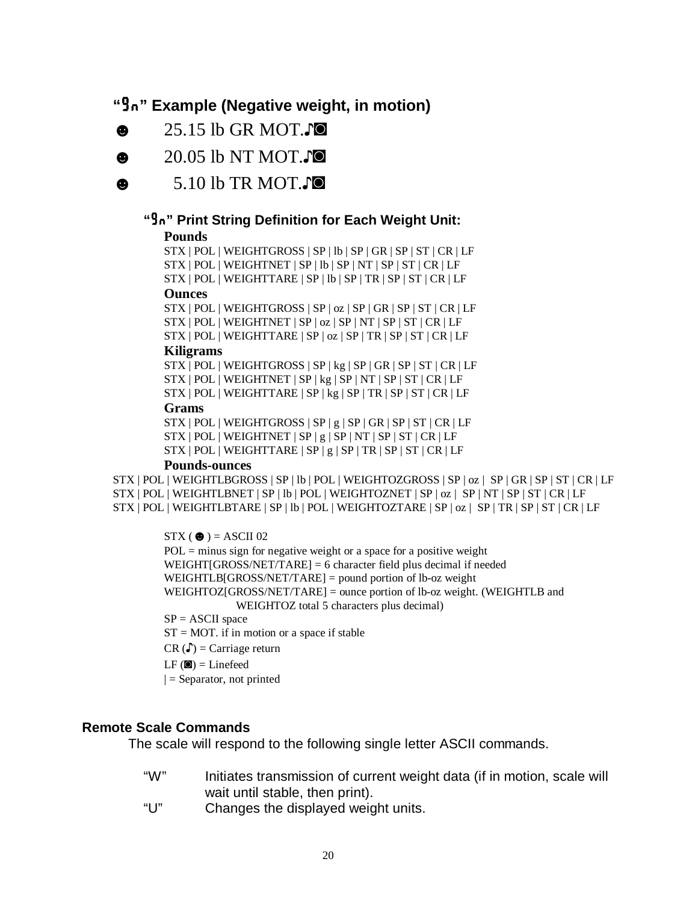## "9n" Example (Negative weight, in motion)

☻ 25.15 lb GR MOT.♪◙

☻ 20.05 lb NT MOT.♪◙

☻ 5.10 lb TR MOT.♪◙

### "9n" Print String Definition for Each Weight Unit:

**Pounds**

STX | POL | WEIGHTGROSS | SP | lb | SP | GR | SP | ST | CR | LF
STX | POL | WEIGHTNET | SP | lb | SP | NT | SP | ST | CR | LF
STX | POL | WEIGHTTARE | SP | lb | SP | TR | SP | ST | CR | LF

**Ounces**

STX | POL | WEIGHTGROSS | SP | oz | SP | GR | SP | ST | CR | LF
STX | POL | WEIGHTNET | SP | oz | SP | NT | SP | ST | CR | LF
STX | POL | WEIGHTTARE | SP | oz | SP | TR | SP | ST | CR | LF

**Kiligrams**

STX | POL | WEIGHTGROSS | SP | kg | SP | GR | SP | ST | CR | LF
STX | POL | WEIGHTNET | SP | kg | SP | NT | SP | ST | CR | LF
STX | POL | WEIGHTTARE | SP | kg | SP | TR | SP | ST | CR | LF

**Grams**

STX | POL | WEIGHTGROSS | SP | g | SP | GR | SP | ST | CR | LF
STX | POL | WEIGHTNET | SP | g | SP | NT | SP | ST | CR | LF
STX | POL | WEIGHTTARE | SP | g | SP | TR | SP | ST | CR | LF

**Pounds-ounces**

STX | POL | WEIGHTLBGROSS | SP | lb | POL | WEIGHTOZGROSS | SP | oz | SP | GR | SP | ST | CR | LF
STX | POL | WEIGHTLBNET | SP | lb | POL | WEIGHTOZNET | SP | oz | SP | NT | SP | ST | CR | LF
STX | POL | WEIGHTLBTARE | SP | lb | POL | WEIGHTOZTARE | SP | oz | SP | TR | SP | ST | CR | LF

STX ( ☻ ) = ASCII 02
POL = minus sign for negative weight or a space for a positive weight
WEIGHT[GROSS/NET/TARE] = 6 character field plus decimal if needed
WEIGHTLB[GROSS/NET/TARE] = pound portion of lb-oz weight
WEIGHTOZ[GROSS/NET/TARE] = ounce portion of lb-oz weight. (WEIGHTLB and WEIGHTOZ total 5 characters plus decimal)
SP = ASCII space
ST = MOT. if in motion or a space if stable
CR (♪) = Carriage return
LF (◙) = Linefeed
| = Separator, not printed

## Remote Scale Commands

The scale will respond to the following single letter ASCII commands.

"W" Initiates transmission of current weight data (if in motion, scale will wait until stable, then print).
"U" Changes the displayed weight units.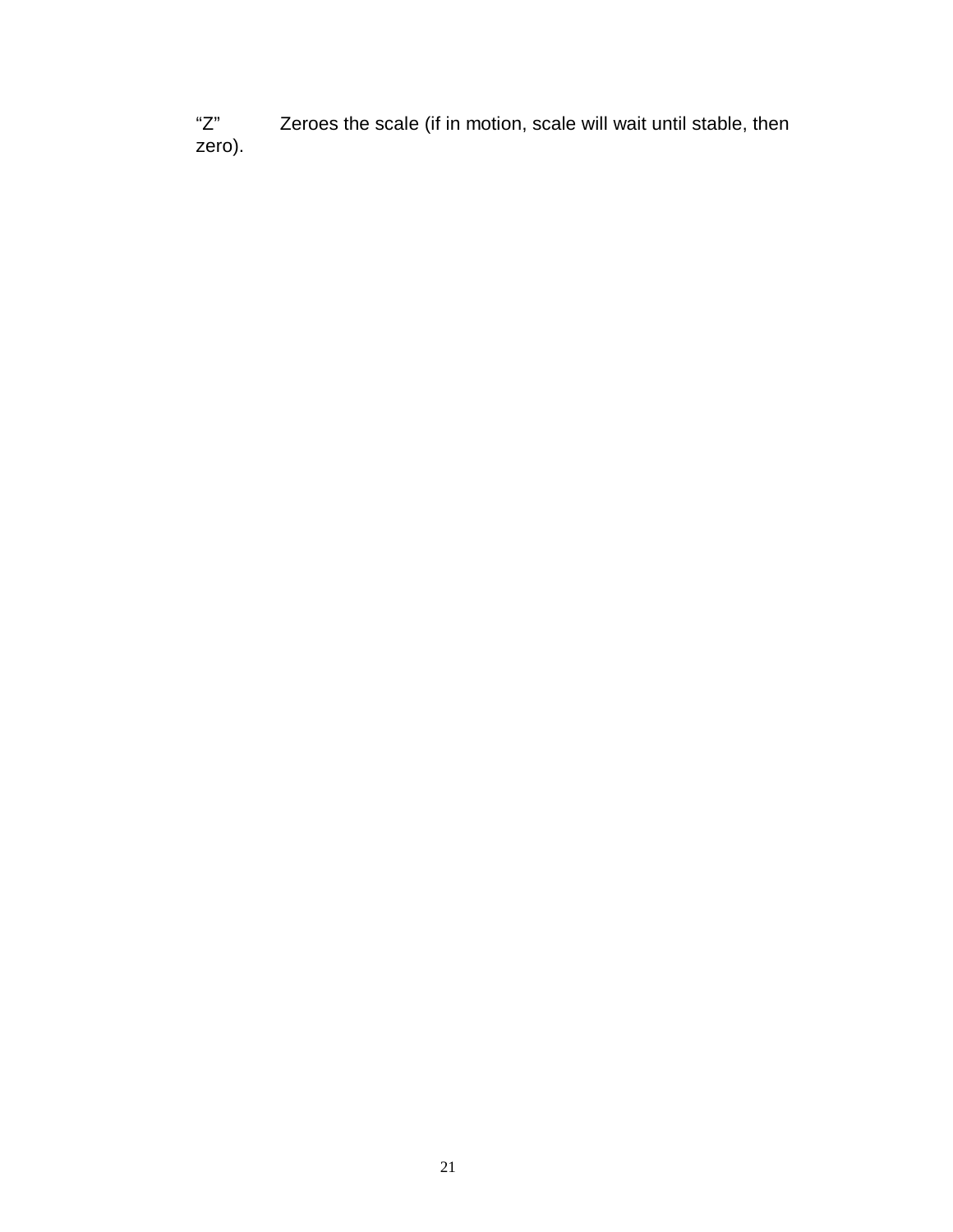“Z” Zeroes the scale (if in motion, scale will wait until stable, then zero).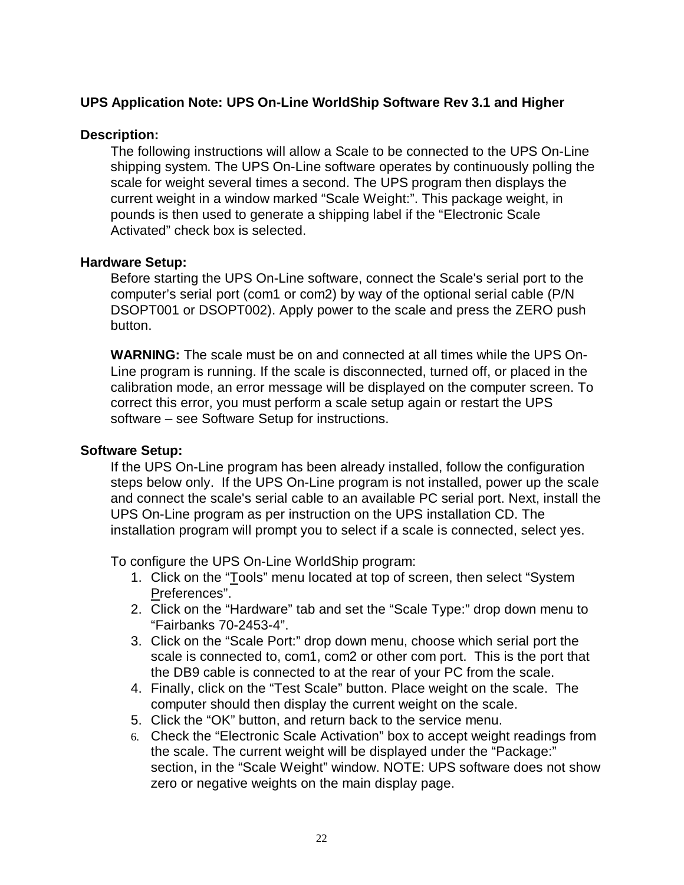## UPS Application Note: UPS On-Line WorldShip Software Rev 3.1 and Higher

### Description:

The following instructions will allow a Scale to be connected to the UPS On-Line shipping system. The UPS On-Line software operates by continuously polling the scale for weight several times a second. The UPS program then displays the current weight in a window marked "Scale Weight:". This package weight, in pounds is then used to generate a shipping label if the "Electronic Scale Activated" check box is selected.

### Hardware Setup:

Before starting the UPS On-Line software, connect the Scale's serial port to the computer's serial port (com1 or com2) by way of the optional serial cable (P/N DSOPT001 or DSOPT002). Apply power to the scale and press the ZERO push button.

**WARNING:** The scale must be on and connected at all times while the UPS On-Line program is running. If the scale is disconnected, turned off, or placed in the calibration mode, an error message will be displayed on the computer screen. To correct this error, you must perform a scale setup again or restart the UPS software – see Software Setup for instructions.

### Software Setup:

If the UPS On-Line program has been already installed, follow the configuration steps below only. If the UPS On-Line program is not installed, power up the scale and connect the scale's serial cable to an available PC serial port. Next, install the UPS On-Line program as per instruction on the UPS installation CD. The installation program will prompt you to select if a scale is connected, select yes.

To configure the UPS On-Line WorldShip program:

1. Click on the "Tools" menu located at top of screen, then select "System Preferences".
2. Click on the "Hardware" tab and set the "Scale Type:" drop down menu to "Fairbanks 70-2453-4".
3. Click on the "Scale Port:" drop down menu, choose which serial port the scale is connected to, com1, com2 or other com port. This is the port that the DB9 cable is connected to at the rear of your PC from the scale.
4. Finally, click on the "Test Scale" button. Place weight on the scale. The computer should then display the current weight on the scale.
5. Click the "OK" button, and return back to the service menu.
6. Check the "Electronic Scale Activation" box to accept weight readings from the scale. The current weight will be displayed under the "Package:" section, in the "Scale Weight" window. NOTE: UPS software does not show zero or negative weights on the main display page.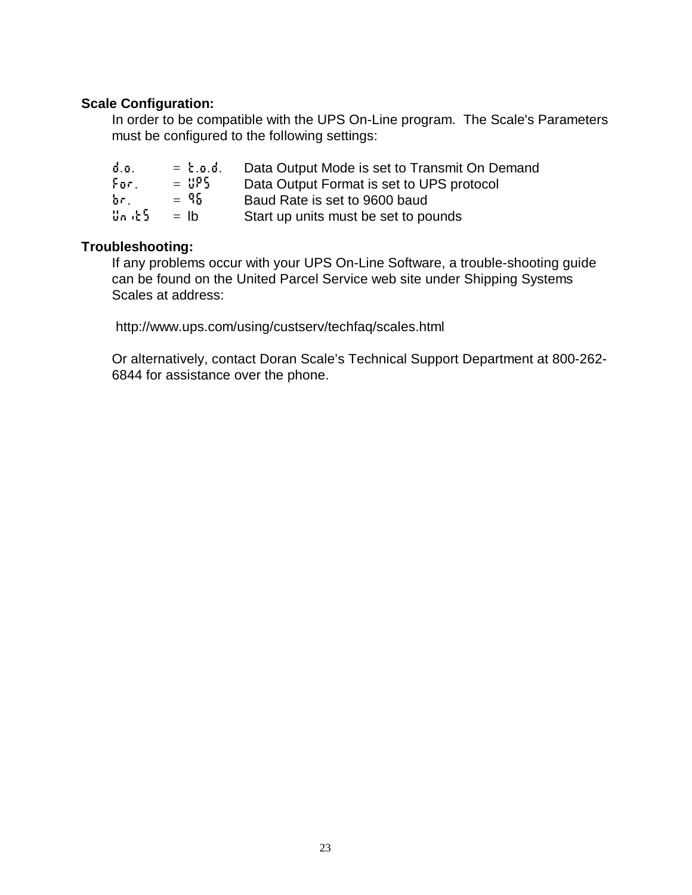**Scale Configuration:**

In order to be compatible with the UPS On-Line program.  The Scale's Parameters must be configured to the following settings:

| | | |
|---|---|---|
| d.o. | = t.o.d. | Data Output Mode is set to Transmit On Demand |
| For. | = UPS | Data Output Format is set to UPS protocol |
| br. | = 96 | Baud Rate is set to 9600 baud |
| Units | = lb | Start up units must be set to pounds |

**Troubleshooting:**

If any problems occur with your UPS On-Line Software, a trouble-shooting guide can be found on the United Parcel Service web site under Shipping Systems Scales at address:

http://www.ups.com/using/custserv/techfaq/scales.html

Or alternatively, contact Doran Scale's Technical Support Department at 800-262-6844 for assistance over the phone.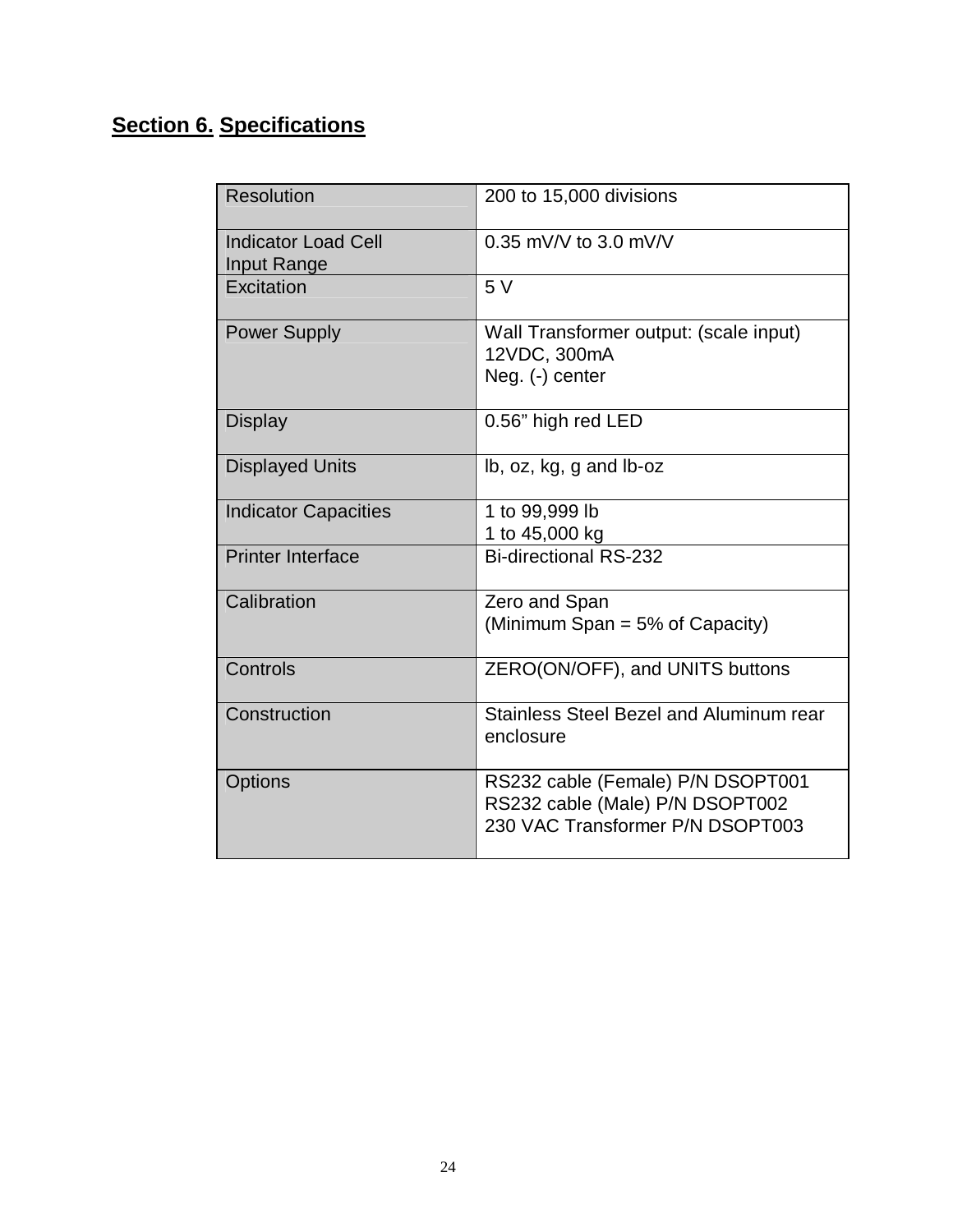## Section 6. Specifications

| | |
|---|---|
| Resolution | 200 to 15,000 divisions |
| Indicator Load Cell Input Range | 0.35 mV/V to 3.0 mV/V |
| Excitation | 5 V |
| Power Supply | Wall Transformer output: (scale input)<br>12VDC, 300mA<br>Neg. (-) center |
| Display | 0.56" high red LED |
| Displayed Units | lb, oz, kg, g and lb-oz |
| Indicator Capacities | 1 to 99,999 lb<br>1 to 45,000 kg |
| Printer Interface | Bi-directional RS-232 |
| Calibration | Zero and Span<br>(Minimum Span = 5% of Capacity) |
| Controls | ZERO(ON/OFF), and UNITS buttons |
| Construction | Stainless Steel Bezel and Aluminum rear enclosure |
| Options | RS232 cable (Female) P/N DSOPT001<br>RS232 cable (Male) P/N DSOPT002<br>230 VAC Transformer P/N DSOPT003 |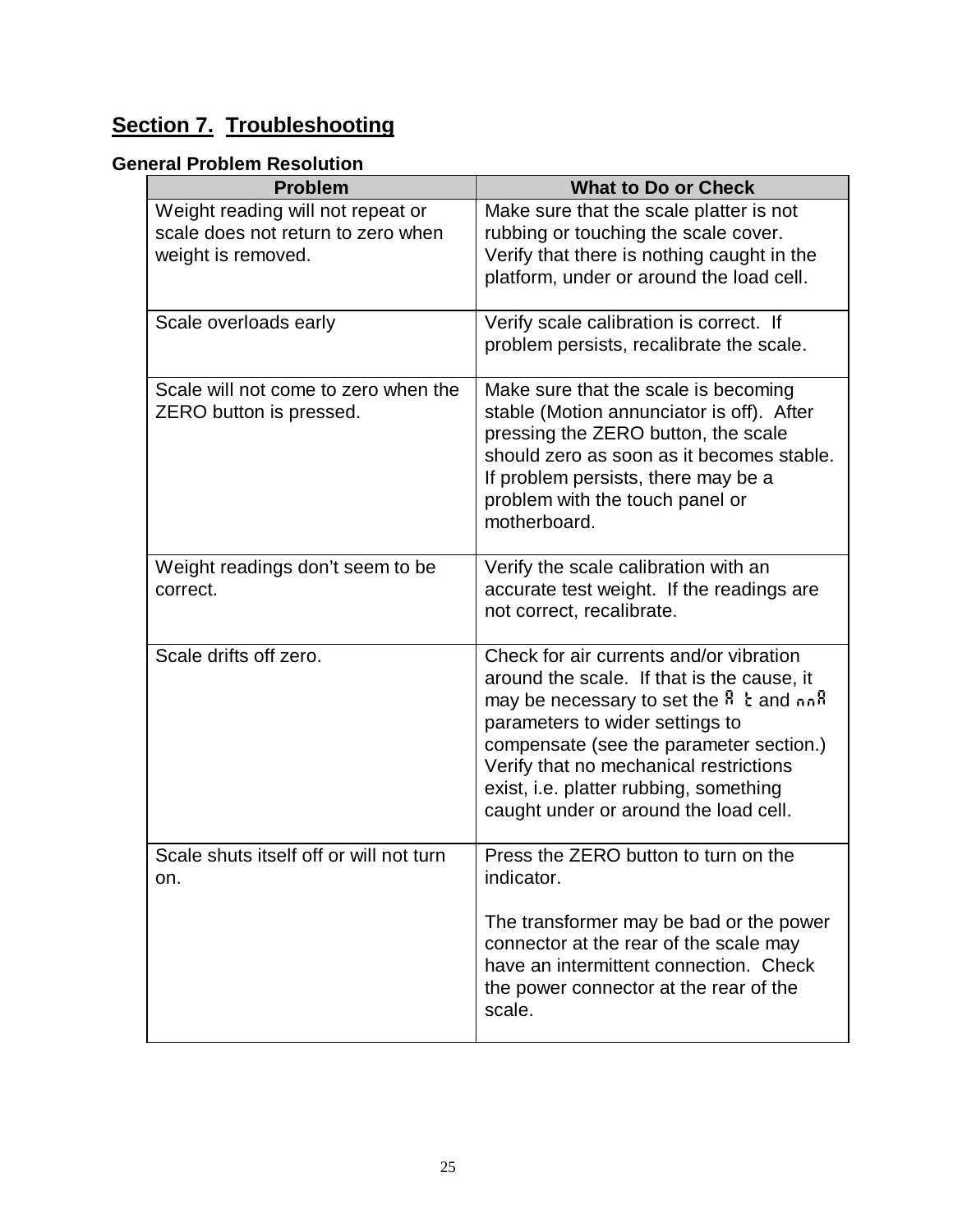## Section 7. Troubleshooting

### General Problem Resolution

| Problem | What to Do or Check |
| --- | --- |
| Weight reading will not repeat or scale does not return to zero when weight is removed. | Make sure that the scale platter is not rubbing or touching the scale cover. Verify that there is nothing caught in the platform, under or around the load cell. |
| Scale overloads early | Verify scale calibration is correct. If problem persists, recalibrate the scale. |
| Scale will not come to zero when the ZERO button is pressed. | Make sure that the scale is becoming stable (Motion annunciator is off). After pressing the ZERO button, the scale should zero as soon as it becomes stable. If problem persists, there may be a problem with the touch panel or motherboard. |
| Weight readings don't seem to be correct. | Verify the scale calibration with an accurate test weight. If the readings are not correct, recalibrate. |
| Scale drifts off zero. | Check for air currents and/or vibration around the scale. If that is the cause, it may be necessary to set the A t and nnA parameters to wider settings to compensate (see the parameter section.) Verify that no mechanical restrictions exist, i.e. platter rubbing, something caught under or around the load cell. |
| Scale shuts itself off or will not turn on. | Press the ZERO button to turn on the indicator.<br><br>The transformer may be bad or the power connector at the rear of the scale may have an intermittent connection. Check the power connector at the rear of the scale. |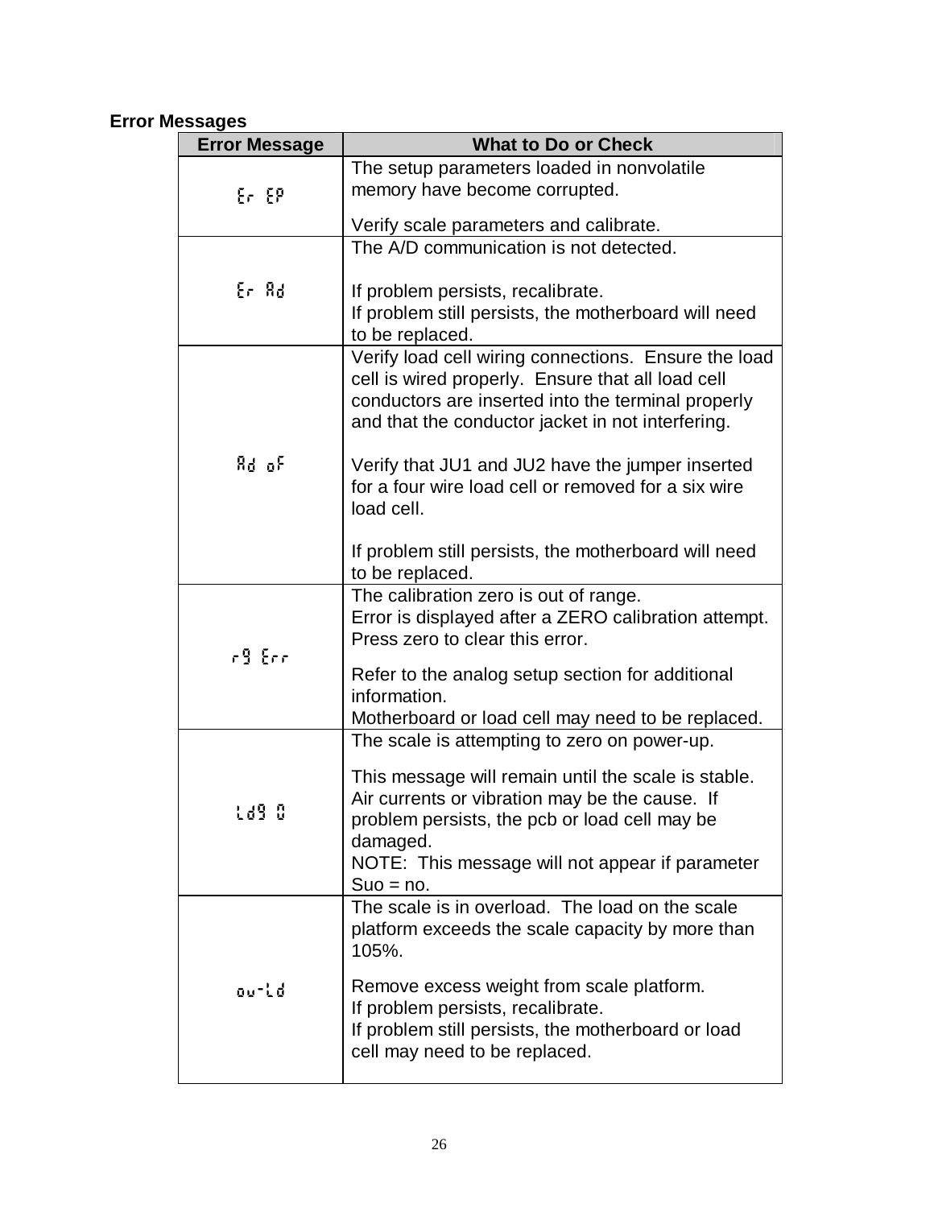**Error Messages**

| Error Message | What to Do or Check |
| --- | --- |
| Er EP | The setup parameters loaded in nonvolatile memory have become corrupted.<br><br>Verify scale parameters and calibrate. |
| Er Ad | The A/D communication is not detected.<br><br>If problem persists, recalibrate.<br>If problem still persists, the motherboard will need to be replaced. |
| Ad oF | Verify load cell wiring connections. Ensure the load cell is wired properly. Ensure that all load cell conductors are inserted into the terminal properly and that the conductor jacket in not interfering.<br><br>Verify that JU1 and JU2 have the jumper inserted for a four wire load cell or removed for a six wire load cell.<br><br>If problem still persists, the motherboard will need to be replaced. |
| r9 Err | The calibration zero is out of range.<br>Error is displayed after a ZERO calibration attempt. Press zero to clear this error.<br><br>Refer to the analog setup section for additional information.<br>Motherboard or load cell may need to be replaced. |
| Ld9 0 | The scale is attempting to zero on power-up.<br><br>This message will remain until the scale is stable. Air currents or vibration may be the cause. If problem persists, the pcb or load cell may be damaged.<br>NOTE: This message will not appear if parameter Suo = no. |
| ou-Ld | The scale is in overload. The load on the scale platform exceeds the scale capacity by more than 105%.<br><br>Remove excess weight from scale platform.<br>If problem persists, recalibrate.<br>If problem still persists, the motherboard or load cell may need to be replaced. |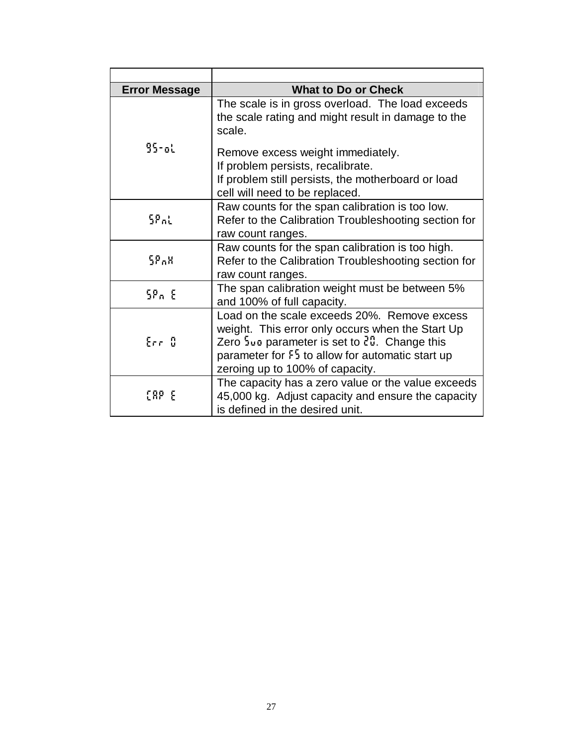| Error Message | What to Do or Check |
|---|---|
| GS-oL | The scale is in gross overload. The load exceeds the scale rating and might result in damage to the scale.<br><br>Remove excess weight immediately.<br>If problem persists, recalibrate.<br>If problem still persists, the motherboard or load cell will need to be replaced. |
| SPnL | Raw counts for the span calibration is too low. Refer to the Calibration Troubleshooting section for raw count ranges. |
| SPnH | Raw counts for the span calibration is too high. Refer to the Calibration Troubleshooting section for raw count ranges. |
| SPn E | The span calibration weight must be between 5% and 100% of full capacity. |
| Err 0 | Load on the scale exceeds 20%. Remove excess weight. This error only occurs when the Start Up Zero Suo parameter is set to 20. Change this parameter for FS to allow for automatic start up zeroing up to 100% of capacity. |
| CAP E | The capacity has a zero value or the value exceeds 45,000 kg. Adjust capacity and ensure the capacity is defined in the desired unit. |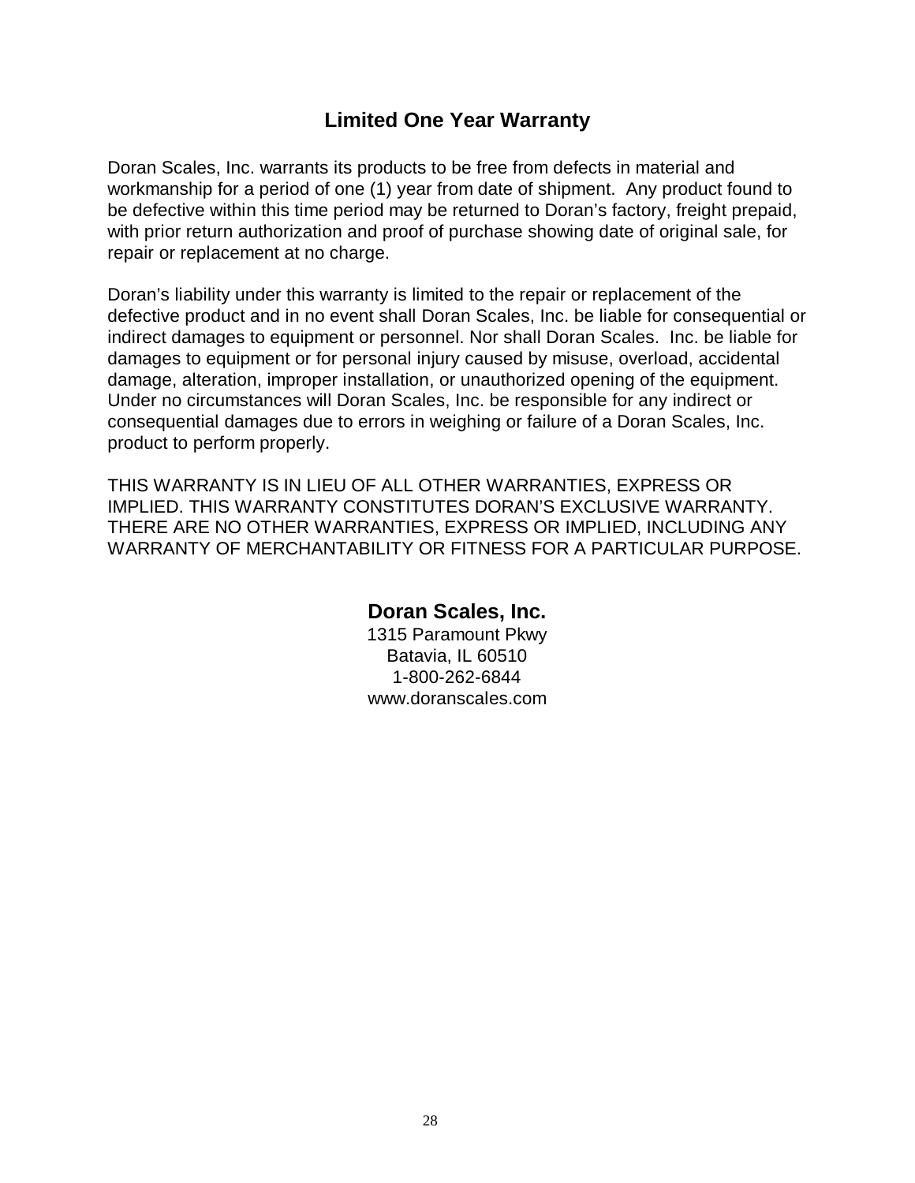## Limited One Year Warranty

Doran Scales, Inc. warrants its products to be free from defects in material and workmanship for a period of one (1) year from date of shipment. Any product found to be defective within this time period may be returned to Doran's factory, freight prepaid, with prior return authorization and proof of purchase showing date of original sale, for repair or replacement at no charge.

Doran's liability under this warranty is limited to the repair or replacement of the defective product and in no event shall Doran Scales, Inc. be liable for consequential or indirect damages to equipment or personnel. Nor shall Doran Scales. Inc. be liable for damages to equipment or for personal injury caused by misuse, overload, accidental damage, alteration, improper installation, or unauthorized opening of the equipment. Under no circumstances will Doran Scales, Inc. be responsible for any indirect or consequential damages due to errors in weighing or failure of a Doran Scales, Inc. product to perform properly.

THIS WARRANTY IS IN LIEU OF ALL OTHER WARRANTIES, EXPRESS OR IMPLIED. THIS WARRANTY CONSTITUTES DORAN'S EXCLUSIVE WARRANTY. THERE ARE NO OTHER WARRANTIES, EXPRESS OR IMPLIED, INCLUDING ANY WARRANTY OF MERCHANTABILITY OR FITNESS FOR A PARTICULAR PURPOSE.

**Doran Scales, Inc.**
1315 Paramount Pkwy
Batavia, IL 60510
1-800-262-6844
www.doranscales.com